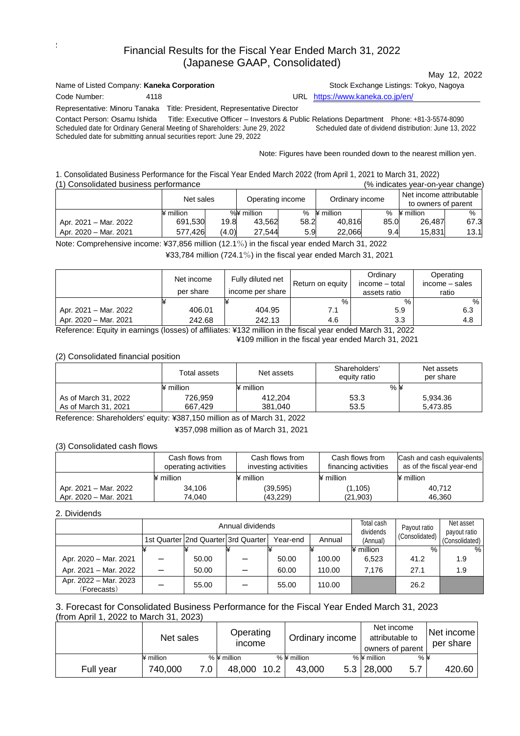# Financial Results for the Fiscal Year Ended March 31, 2022
# (Japanese GAAP, Consolidated)

May 12, 2022

Name of Listed Company: **Kaneka Corporation** Stock Exchange Listings: Tokyo, Nagoya

Code Number: 4118 URL https://www.kaneka.co.jp/en/

Representative: Minoru Tanaka Title: President, Representative Director

Contact Person: Osamu Ishida Title: Executive Officer – Investors & Public Relations Department Phone: +81-3-5574-8090

Scheduled date for Ordinary General Meeting of Shareholders: June 29, 2022 Scheduled date of dividend distribution: June 13, 2022

Scheduled date for submitting annual securities report: June 29, 2022

Note: Figures have been rounded down to the nearest million yen.

1. Consolidated Business Performance for the Fiscal Year Ended March 2022 (from April 1, 2021 to March 31, 2022)

(1) Consolidated business performance (% indicates year-on-year change)

| | Net sales | | Operating income | | Ordinary income | | Net income attributable to owners of parent | |
|---|---|---|---|---|---|---|---|---|
| | ¥ million | % | ¥ million | % | ¥ million | % | ¥ million | % |
| Apr. 2021 – Mar. 2022 | 691,530 | 19.8 | 43,562 | 58.2 | 40,816 | 85.0 | 26,487 | 67.3 |
| Apr. 2020 – Mar. 2021 | 577,426 | (4.0) | 27,544 | 5.9 | 22,066 | 9.4 | 15,831 | 13.1 |

Note: Comprehensive income: ¥37,856 million (12.1%) in the fiscal year ended March 31, 2022
¥33,784 million (724.1%) in the fiscal year ended March 31, 2021

| | Net income per share | Fully diluted net income per share | Return on equity | Ordinary income – total assets ratio | Operating income – sales ratio |
|---|---|---|---|---|---|
| | ¥ | ¥ | % | % | % |
| Apr. 2021 – Mar. 2022 | 406.01 | 404.95 | 7.1 | 5.9 | 6.3 |
| Apr. 2020 – Mar. 2021 | 242.68 | 242.13 | 4.6 | 3.3 | 4.8 |

Reference: Equity in earnings (losses) of affiliates: ¥132 million in the fiscal year ended March 31, 2022
¥109 million in the fiscal year ended March 31, 2021

(2) Consolidated financial position

| | Total assets | Net assets | Shareholders' equity ratio | Net assets per share |
|---|---|---|---|---|
| | ¥ million | ¥ million | % | ¥ |
| As of March 31, 2022 | 726,959 | 412,204 | 53.3 | 5,934.36 |
| As of March 31, 2021 | 667,429 | 381,040 | 53.5 | 5,473.85 |

Reference: Shareholders' equity: ¥387,150 million as of March 31, 2022
¥357,098 million as of March 31, 2021

(3) Consolidated cash flows

| | Cash flows from operating activities | Cash flows from investing activities | Cash flows from financing activities | Cash and cash equivalents as of the fiscal year-end |
|---|---|---|---|---|
| | ¥ million | ¥ million | ¥ million | ¥ million |
| Apr. 2021 – Mar. 2022 | 34,106 | (39,595) | (1,105) | 40,712 |
| Apr. 2020 – Mar. 2021 | 74,040 | (43,229) | (21,903) | 46,360 |

2. Dividends

| | Annual dividends | | | | | Total cash dividends (Annual) | Payout ratio (Consolidated) | Net asset payout ratio (Consolidated) |
|---|---|---|---|---|---|---|---|---|
| | 1st Quarter | 2nd Quarter | 3rd Quarter | Year-end | Annual | | | |
| | ¥ | ¥ | ¥ | ¥ | ¥ | ¥ million | % | % |
| Apr. 2020 – Mar. 2021 | – | 50.00 | – | 50.00 | 100.00 | 6,523 | 41.2 | 1.9 |
| Apr. 2021 – Mar. 2022 | – | 50.00 | – | 60.00 | 110.00 | 7,176 | 27.1 | 1.9 |
| Apr. 2022 – Mar. 2023 (Forecasts) | – | 55.00 | – | 55.00 | 110.00 | | 26.2 | |

3. Forecast for Consolidated Business Performance for the Fiscal Year Ended March 31, 2023
(from April 1, 2022 to March 31, 2023)

| | Net sales | | Operating income | | Ordinary income | | Net income attributable to owners of parent | | Net income per share |
|---|---|---|---|---|---|---|---|---|---|
| | ¥ million | % | ¥ million | % | ¥ million | % | ¥ million | % | ¥ |
| Full year | 740,000 | 7.0 | 48,000 | 10.2 | 43,000 | 5.3 | 28,000 | 5.7 | 420.60 |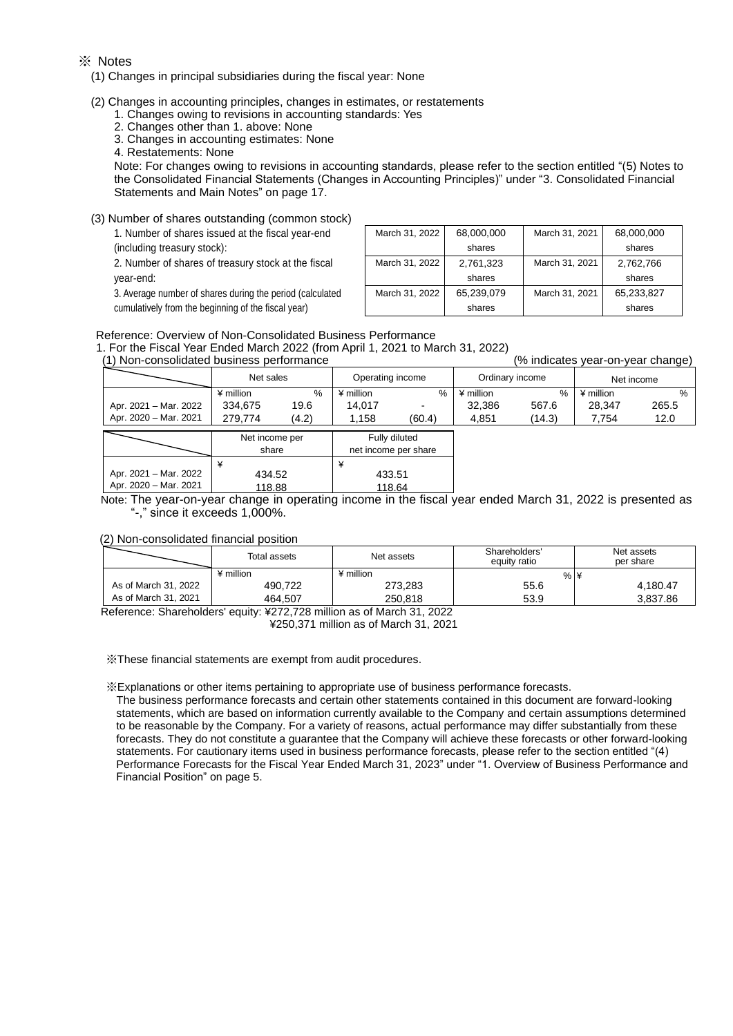※ Notes

(1) Changes in principal subsidiaries during the fiscal year: None

(2) Changes in accounting principles, changes in estimates, or restatements

1. Changes owing to revisions in accounting standards: Yes
2. Changes other than 1. above: None
3. Changes in accounting estimates: None
4. Restatements: None

Note: For changes owing to revisions in accounting standards, please refer to the section entitled "(5) Notes to the Consolidated Financial Statements (Changes in Accounting Principles)" under "3. Consolidated Financial Statements and Main Notes" on page 17.

(3) Number of shares outstanding (common stock)

| | | | | |
|---|---|---|---|---|
| 1. Number of shares issued at the fiscal year-end (including treasury stock): | March 31, 2022 | 68,000,000 shares | March 31, 2021 | 68,000,000 shares |
| 2. Number of shares of treasury stock at the fiscal year-end: | March 31, 2022 | 2,761,323 shares | March 31, 2021 | 2,762,766 shares |
| 3. Average number of shares during the period (calculated cumulatively from the beginning of the fiscal year) | March 31, 2022 | 65,239,079 shares | March 31, 2021 | 65,233,827 shares |

Reference: Overview of Non-Consolidated Business Performance

1. For the Fiscal Year Ended March 2022 (from April 1, 2021 to March 31, 2022)

(1) Non-consolidated business performance (% indicates year-on-year change)

| | Net sales | | Operating income | | Ordinary income | | Net income | |
|---|---|---|---|---|---|---|---|---|
| | ¥ million | % | ¥ million | % | ¥ million | % | ¥ million | % |
| Apr. 2021 – Mar. 2022 | 334,675 | 19.6 | 14,017 | - | 32,386 | 567.6 | 28,347 | 265.5 |
| Apr. 2020 – Mar. 2021 | 279,774 | (4.2) | 1,158 | (60.4) | 4,851 | (14.3) | 7,754 | 12.0 |

| | Net income per share | Fully diluted net income per share |
|---|---|---|
| | ¥ | ¥ |
| Apr. 2021 – Mar. 2022 | 434.52 | 433.51 |
| Apr. 2020 – Mar. 2021 | 118.88 | 118.64 |

Note: The year-on-year change in operating income in the fiscal year ended March 31, 2022 is presented as "-," since it exceeds 1,000%.

(2) Non-consolidated financial position

| | Total assets | Net assets | Shareholders' equity ratio | Net assets per share |
|---|---|---|---|---|
| | ¥ million | ¥ million | % | ¥ |
| As of March 31, 2022 | 490,722 | 273,283 | 55.6 | 4,180.47 |
| As of March 31, 2021 | 464,507 | 250,818 | 53.9 | 3,837.86 |

Reference: Shareholders' equity: ¥272,728 million as of March 31, 2022
¥250,371 million as of March 31, 2021

※These financial statements are exempt from audit procedures.

※Explanations or other items pertaining to appropriate use of business performance forecasts.

The business performance forecasts and certain other statements contained in this document are forward-looking statements, which are based on information currently available to the Company and certain assumptions determined to be reasonable by the Company. For a variety of reasons, actual performance may differ substantially from these forecasts. They do not constitute a guarantee that the Company will achieve these forecasts or other forward-looking statements. For cautionary items used in business performance forecasts, please refer to the section entitled "(4) Performance Forecasts for the Fiscal Year Ended March 31, 2023" under "1. Overview of Business Performance and Financial Position" on page 5.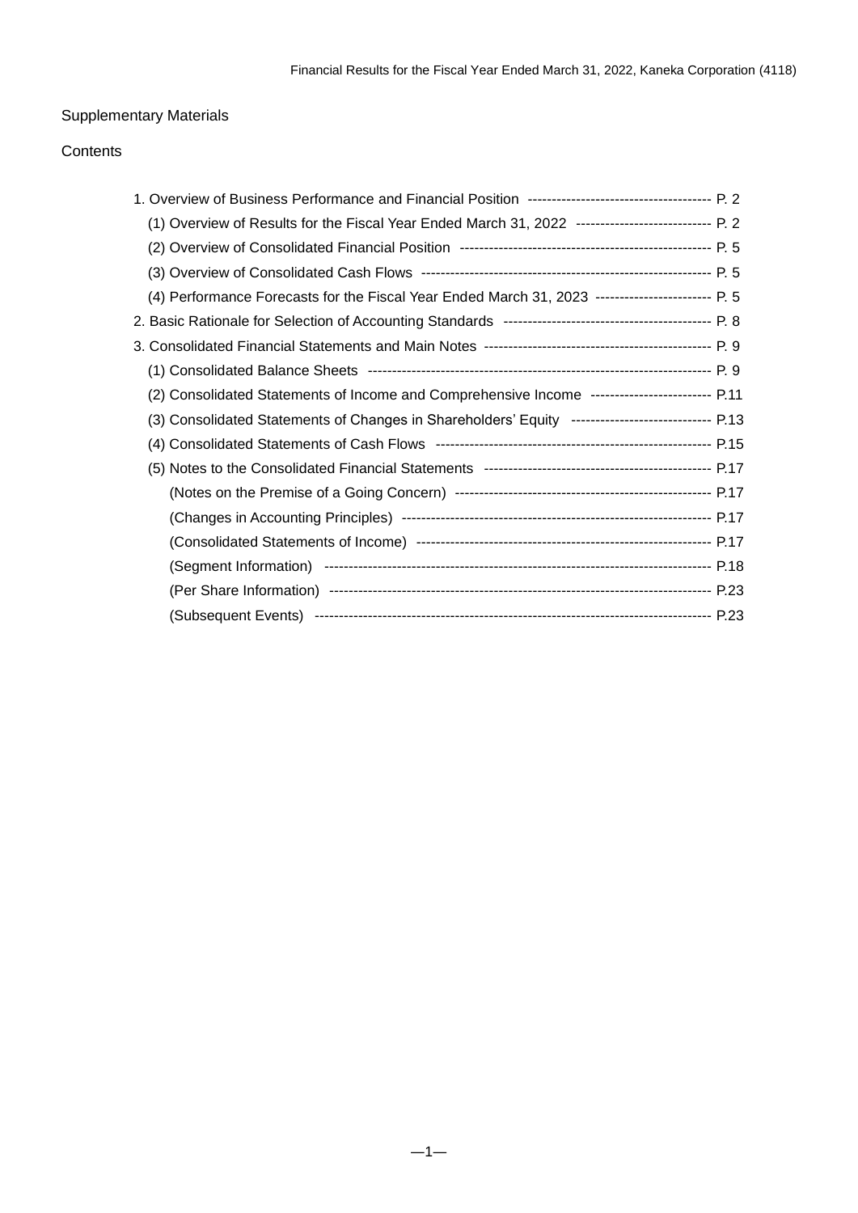Supplementary Materials

Contents

1. Overview of Business Performance and Financial Position ------------------------------------- P. 2
   - (1) Overview of Results for the Fiscal Year Ended March 31, 2022 --------------------------- P. 2
   - (2) Overview of Consolidated Financial Position --------------------------------------------------- P. 5
   - (3) Overview of Consolidated Cash Flows ---------------------------------------------------------- P. 5
   - (4) Performance Forecasts for the Fiscal Year Ended March 31, 2023 ----------------------- P. 5
2. Basic Rationale for Selection of Accounting Standards ------------------------------------------ P. 8
3. Consolidated Financial Statements and Main Notes ---------------------------------------------- P. 9
   - (1) Consolidated Balance Sheets --------------------------------------------------------------------- P. 9
   - (2) Consolidated Statements of Income and Comprehensive Income ------------------------ P.11
   - (3) Consolidated Statements of Changes in Shareholders' Equity ---------------------------- P.13
   - (4) Consolidated Statements of Cash Flows ------------------------------------------------------- P.15
   - (5) Notes to the Consolidated Financial Statements ---------------------------------------------- P.17
     - (Notes on the Premise of a Going Concern) ---------------------------------------------------- P.17
     - (Changes in Accounting Principles) --------------------------------------------------------------- P.17
     - (Consolidated Statements of Income) ------------------------------------------------------------ P.17
     - (Segment Information) ------------------------------------------------------------------------------ P.18
     - (Per Share Information) ----------------------------------------------------------------------------- P.23
     - (Subsequent Events) -------------------------------------------------------------------------------- P.23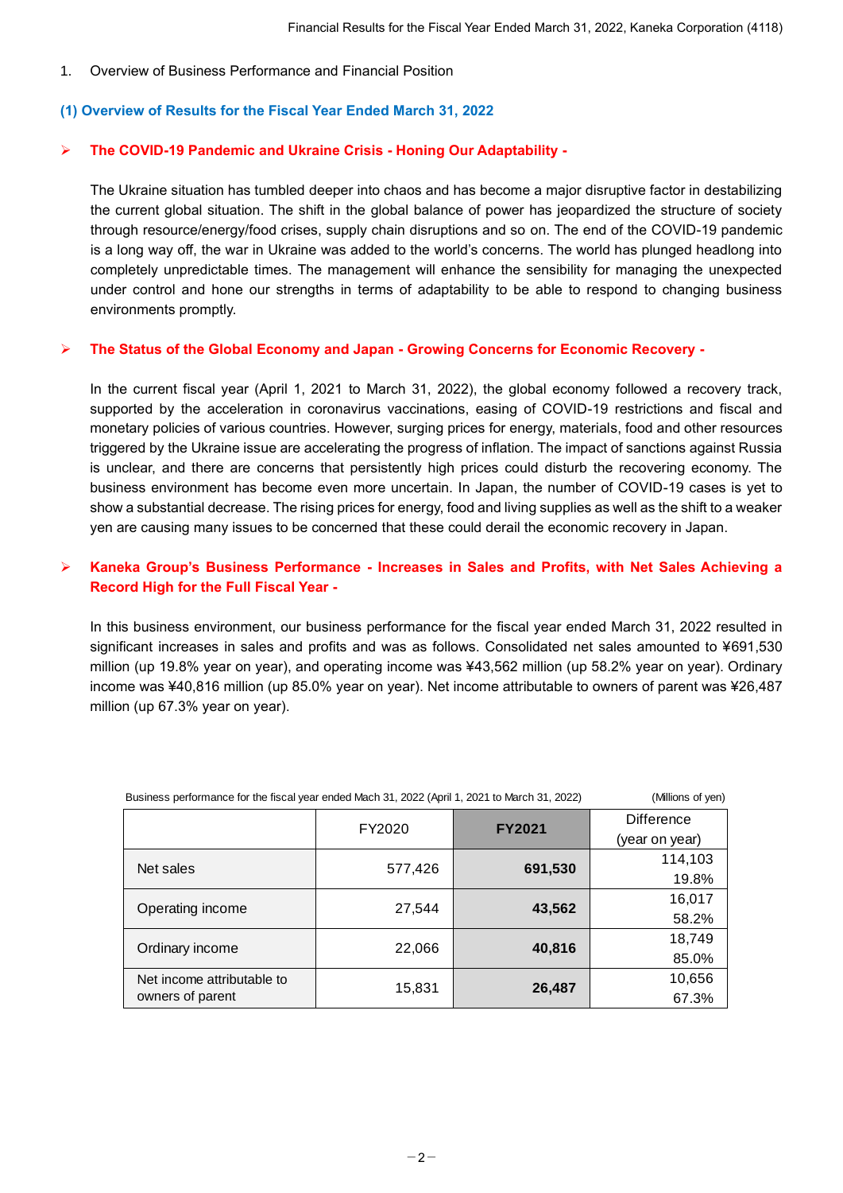1. Overview of Business Performance and Financial Position

## (1) Overview of Results for the Fiscal Year Ended March 31, 2022

### ➢ The COVID-19 Pandemic and Ukraine Crisis - Honing Our Adaptability -

The Ukraine situation has tumbled deeper into chaos and has become a major disruptive factor in destabilizing the current global situation. The shift in the global balance of power has jeopardized the structure of society through resource/energy/food crises, supply chain disruptions and so on. The end of the COVID-19 pandemic is a long way off, the war in Ukraine was added to the world's concerns. The world has plunged headlong into completely unpredictable times. The management will enhance the sensibility for managing the unexpected under control and hone our strengths in terms of adaptability to be able to respond to changing business environments promptly.

### ➢ The Status of the Global Economy and Japan - Growing Concerns for Economic Recovery -

In the current fiscal year (April 1, 2021 to March 31, 2022), the global economy followed a recovery track, supported by the acceleration in coronavirus vaccinations, easing of COVID-19 restrictions and fiscal and monetary policies of various countries. However, surging prices for energy, materials, food and other resources triggered by the Ukraine issue are accelerating the progress of inflation. The impact of sanctions against Russia is unclear, and there are concerns that persistently high prices could disturb the recovering economy. The business environment has become even more uncertain. In Japan, the number of COVID-19 cases is yet to show a substantial decrease. The rising prices for energy, food and living supplies as well as the shift to a weaker yen are causing many issues to be concerned that these could derail the economic recovery in Japan.

### ➢ Kaneka Group's Business Performance - Increases in Sales and Profits, with Net Sales Achieving a Record High for the Full Fiscal Year -

In this business environment, our business performance for the fiscal year ended March 31, 2022 resulted in significant increases in sales and profits and was as follows. Consolidated net sales amounted to ¥691,530 million (up 19.8% year on year), and operating income was ¥43,562 million (up 58.2% year on year). Ordinary income was ¥40,816 million (up 85.0% year on year). Net income attributable to owners of parent was ¥26,487 million (up 67.3% year on year).

Business performance for the fiscal year ended Mach 31, 2022 (April 1, 2021 to March 31, 2022) (Millions of yen)

| | FY2020 | **FY2021** | Difference (year on year) |
|---|---|---|---|
| Net sales | 577,426 | **691,530** | 114,103<br>19.8% |
| Operating income | 27,544 | **43,562** | 16,017<br>58.2% |
| Ordinary income | 22,066 | **40,816** | 18,749<br>85.0% |
| Net income attributable to owners of parent | 15,831 | **26,487** | 10,656<br>67.3% |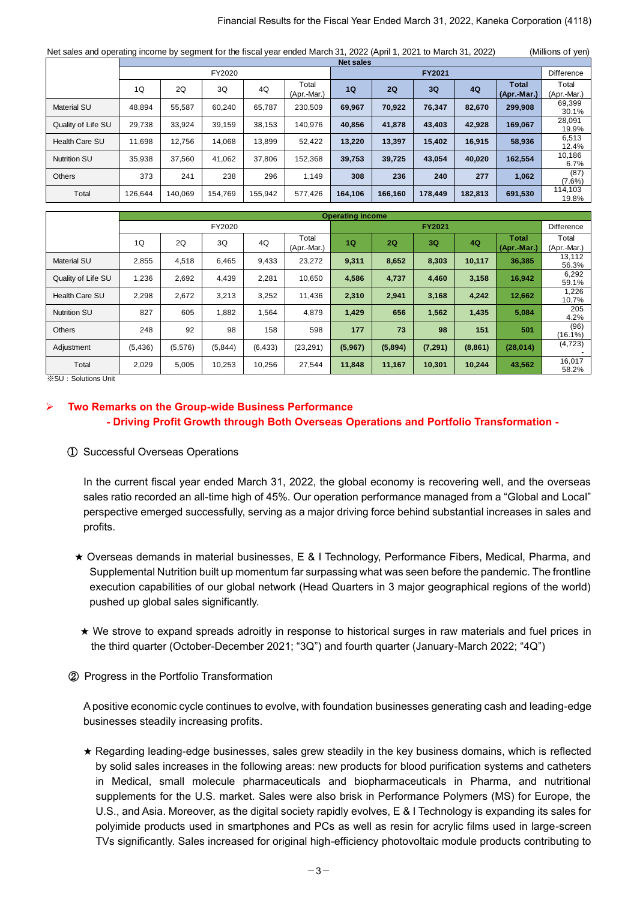Net sales and operating income by segment for the fiscal year ended March 31, 2022 (April 1, 2021 to March 31, 2022) (Millions of yen)

| | Net sales | | | | | | | | | | |
|---|---|---|---|---|---|---|---|---|---|---|---|
| | FY2020 | | | | | FY2021 | | | | | Difference |
| | 1Q | 2Q | 3Q | 4Q | Total (Apr.-Mar.) | 1Q | 2Q | 3Q | 4Q | Total (Apr.-Mar.) | Total (Apr.-Mar.) |
| Material SU | 48,894 | 55,587 | 60,240 | 65,787 | 230,509 | 69,967 | 70,922 | 76,347 | 82,670 | 299,908 | 69,399 30.1% |
| Quality of Life SU | 29,738 | 33,924 | 39,159 | 38,153 | 140,976 | 40,856 | 41,878 | 43,403 | 42,928 | 169,067 | 28,091 19.9% |
| Health Care SU | 11,698 | 12,756 | 14,068 | 13,899 | 52,422 | 13,220 | 13,397 | 15,402 | 16,915 | 58,936 | 6,513 12.4% |
| Nutrition SU | 35,938 | 37,560 | 41,062 | 37,806 | 152,368 | 39,753 | 39,725 | 43,054 | 40,020 | 162,554 | 10,186 6.7% |
| Others | 373 | 241 | 238 | 296 | 1,149 | 308 | 236 | 240 | 277 | 1,062 | (87) (7.6%) |
| Total | 126,644 | 140,069 | 154,769 | 155,942 | 577,426 | 164,106 | 166,160 | 178,449 | 182,813 | 691,530 | 114,103 19.8% |

| | Operating income | | | | | | | | | | |
|---|---|---|---|---|---|---|---|---|---|---|---|
| | FY2020 | | | | | FY2021 | | | | | Difference |
| | 1Q | 2Q | 3Q | 4Q | Total (Apr.-Mar.) | 1Q | 2Q | 3Q | 4Q | Total (Apr.-Mar.) | Total (Apr.-Mar.) |
| Material SU | 2,855 | 4,518 | 6,465 | 9,433 | 23,272 | 9,311 | 8,652 | 8,303 | 10,117 | 36,385 | 13,112 56.3% |
| Quality of Life SU | 1,236 | 2,692 | 4,439 | 2,281 | 10,650 | 4,586 | 4,737 | 4,460 | 3,158 | 16,942 | 6,292 59.1% |
| Health Care SU | 2,298 | 2,672 | 3,213 | 3,252 | 11,436 | 2,310 | 2,941 | 3,168 | 4,242 | 12,662 | 1,226 10.7% |
| Nutrition SU | 827 | 605 | 1,882 | 1,564 | 4,879 | 1,429 | 656 | 1,562 | 1,435 | 5,084 | 205 4.2% |
| Others | 248 | 92 | 98 | 158 | 598 | 177 | 73 | 98 | 151 | 501 | (96) (16.1%) |
| Adjustment | (5,436) | (5,576) | (5,844) | (6,433) | (23,291) | (5,967) | (5,894) | (7,291) | (8,861) | (28,014) | (4,723) - |
| Total | 2,029 | 5,005 | 10,253 | 10,256 | 27,544 | 11,848 | 11,167 | 10,301 | 10,244 | 43,562 | 16,017 58.2% |

※SU：Solutions Unit

## Two Remarks on the Group-wide Business Performance
### - Driving Profit Growth through Both Overseas Operations and Portfolio Transformation -

① Successful Overseas Operations

In the current fiscal year ended March 31, 2022, the global economy is recovering well, and the overseas sales ratio recorded an all-time high of 45%. Our operation performance managed from a "Global and Local" perspective emerged successfully, serving as a major driving force behind substantial increases in sales and profits.

★ Overseas demands in material businesses, E & I Technology, Performance Fibers, Medical, Pharma, and Supplemental Nutrition built up momentum far surpassing what was seen before the pandemic. The frontline execution capabilities of our global network (Head Quarters in 3 major geographical regions of the world) pushed up global sales significantly.

★ We strove to expand spreads adroitly in response to historical surges in raw materials and fuel prices in the third quarter (October-December 2021; "3Q") and fourth quarter (January-March 2022; "4Q")

② Progress in the Portfolio Transformation

A positive economic cycle continues to evolve, with foundation businesses generating cash and leading-edge businesses steadily increasing profits.

★ Regarding leading-edge businesses, sales grew steadily in the key business domains, which is reflected by solid sales increases in the following areas: new products for blood purification systems and catheters in Medical, small molecule pharmaceuticals and biopharmaceuticals in Pharma, and nutritional supplements for the U.S. market. Sales were also brisk in Performance Polymers (MS) for Europe, the U.S., and Asia. Moreover, as the digital society rapidly evolves, E & I Technology is expanding its sales for polyimide products used in smartphones and PCs as well as resin for acrylic films used in large-screen TVs significantly. Sales increased for original high-efficiency photovoltaic module products contributing to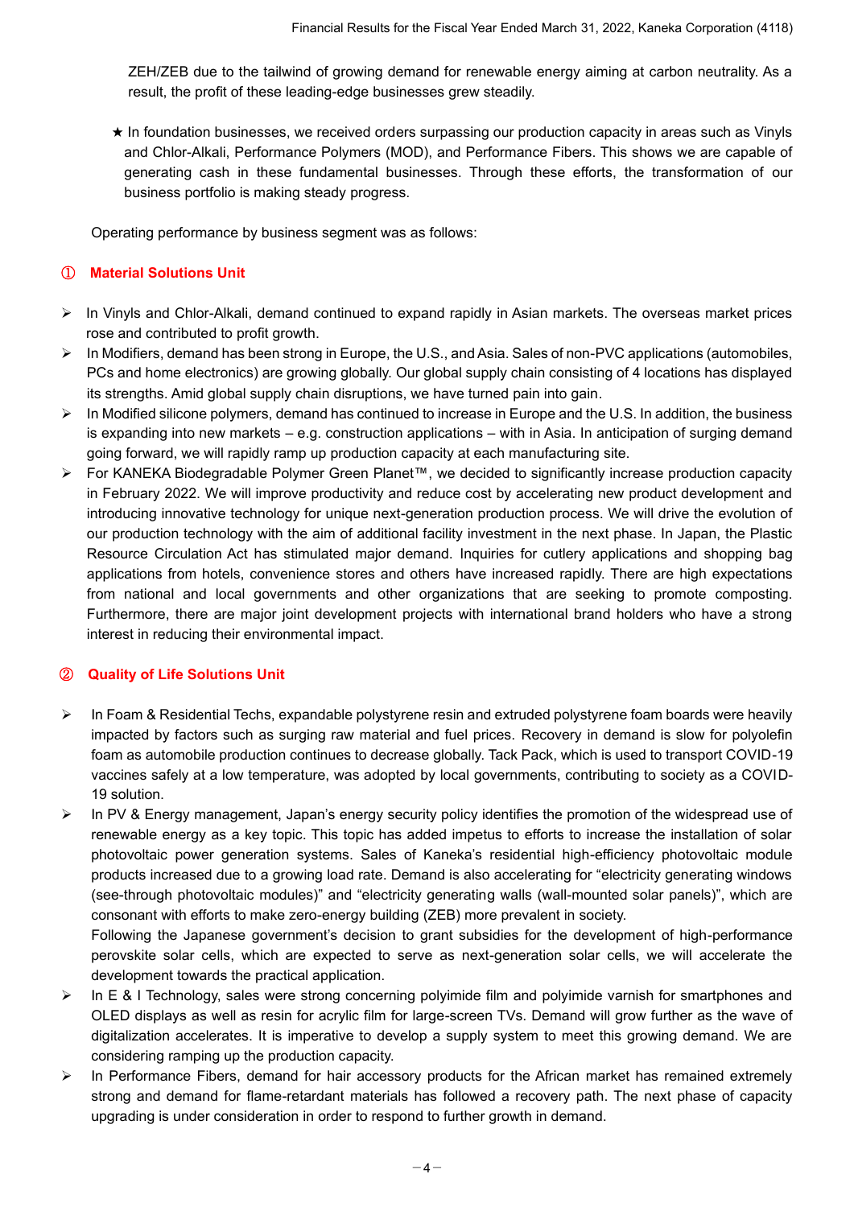ZEH/ZEB due to the tailwind of growing demand for renewable energy aiming at carbon neutrality. As a result, the profit of these leading-edge businesses grew steadily.

★ In foundation businesses, we received orders surpassing our production capacity in areas such as Vinyls and Chlor-Alkali, Performance Polymers (MOD), and Performance Fibers. This shows we are capable of generating cash in these fundamental businesses. Through these efforts, the transformation of our business portfolio is making steady progress.

Operating performance by business segment was as follows:

### ① Material Solutions Unit

- In Vinyls and Chlor-Alkali, demand continued to expand rapidly in Asian markets. The overseas market prices rose and contributed to profit growth.
- In Modifiers, demand has been strong in Europe, the U.S., and Asia. Sales of non-PVC applications (automobiles, PCs and home electronics) are growing globally. Our global supply chain consisting of 4 locations has displayed its strengths. Amid global supply chain disruptions, we have turned pain into gain.
- In Modified silicone polymers, demand has continued to increase in Europe and the U.S. In addition, the business is expanding into new markets – e.g. construction applications – with in Asia. In anticipation of surging demand going forward, we will rapidly ramp up production capacity at each manufacturing site.
- For KANEKA Biodegradable Polymer Green Planet™, we decided to significantly increase production capacity in February 2022. We will improve productivity and reduce cost by accelerating new product development and introducing innovative technology for unique next-generation production process. We will drive the evolution of our production technology with the aim of additional facility investment in the next phase. In Japan, the Plastic Resource Circulation Act has stimulated major demand. Inquiries for cutlery applications and shopping bag applications from hotels, convenience stores and others have increased rapidly. There are high expectations from national and local governments and other organizations that are seeking to promote composting. Furthermore, there are major joint development projects with international brand holders who have a strong interest in reducing their environmental impact.

### ② Quality of Life Solutions Unit

- In Foam & Residential Techs, expandable polystyrene resin and extruded polystyrene foam boards were heavily impacted by factors such as surging raw material and fuel prices. Recovery in demand is slow for polyolefin foam as automobile production continues to decrease globally. Tack Pack, which is used to transport COVID-19 vaccines safely at a low temperature, was adopted by local governments, contributing to society as a COVID-19 solution.
- In PV & Energy management, Japan's energy security policy identifies the promotion of the widespread use of renewable energy as a key topic. This topic has added impetus to efforts to increase the installation of solar photovoltaic power generation systems. Sales of Kaneka's residential high-efficiency photovoltaic module products increased due to a growing load rate. Demand is also accelerating for "electricity generating windows (see-through photovoltaic modules)" and "electricity generating walls (wall-mounted solar panels)", which are consonant with efforts to make zero-energy building (ZEB) more prevalent in society.
  Following the Japanese government's decision to grant subsidies for the development of high-performance perovskite solar cells, which are expected to serve as next-generation solar cells, we will accelerate the development towards the practical application.
- In E & I Technology, sales were strong concerning polyimide film and polyimide varnish for smartphones and OLED displays as well as resin for acrylic film for large-screen TVs. Demand will grow further as the wave of digitalization accelerates. It is imperative to develop a supply system to meet this growing demand. We are considering ramping up the production capacity.
- In Performance Fibers, demand for hair accessory products for the African market has remained extremely strong and demand for flame-retardant materials has followed a recovery path. The next phase of capacity upgrading is under consideration in order to respond to further growth in demand.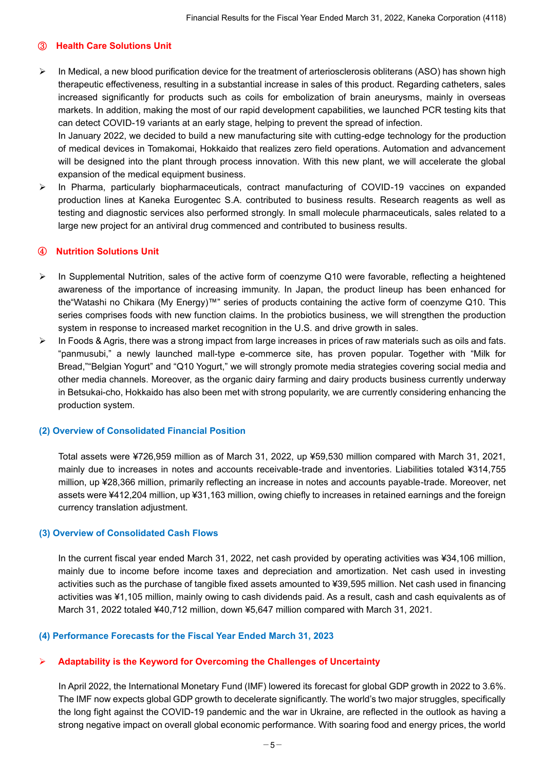### ③ Health Care Solutions Unit

- In Medical, a new blood purification device for the treatment of arteriosclerosis obliterans (ASO) has shown high therapeutic effectiveness, resulting in a substantial increase in sales of this product. Regarding catheters, sales increased significantly for products such as coils for embolization of brain aneurysms, mainly in overseas markets. In addition, making the most of our rapid development capabilities, we launched PCR testing kits that can detect COVID-19 variants at an early stage, helping to prevent the spread of infection.
  In January 2022, we decided to build a new manufacturing site with cutting-edge technology for the production of medical devices in Tomakomai, Hokkaido that realizes zero field operations. Automation and advancement will be designed into the plant through process innovation. With this new plant, we will accelerate the global expansion of the medical equipment business.
- In Pharma, particularly biopharmaceuticals, contract manufacturing of COVID-19 vaccines on expanded production lines at Kaneka Eurogentec S.A. contributed to business results. Research reagents as well as testing and diagnostic services also performed strongly. In small molecule pharmaceuticals, sales related to a large new project for an antiviral drug commenced and contributed to business results.

### ④ Nutrition Solutions Unit

- In Supplemental Nutrition, sales of the active form of coenzyme Q10 were favorable, reflecting a heightened awareness of the importance of increasing immunity. In Japan, the product lineup has been enhanced for the"Watashi no Chikara (My Energy)™" series of products containing the active form of coenzyme Q10. This series comprises foods with new function claims. In the probiotics business, we will strengthen the production system in response to increased market recognition in the U.S. and drive growth in sales.
- In Foods & Agris, there was a strong impact from large increases in prices of raw materials such as oils and fats. "panmusubi," a newly launched mall-type e-commerce site, has proven popular. Together with "Milk for Bread,""Belgian Yogurt" and "Q10 Yogurt," we will strongly promote media strategies covering social media and other media channels. Moreover, as the organic dairy farming and dairy products business currently underway in Betsukai-cho, Hokkaido has also been met with strong popularity, we are currently considering enhancing the production system.

## (2) Overview of Consolidated Financial Position

Total assets were ¥726,959 million as of March 31, 2022, up ¥59,530 million compared with March 31, 2021, mainly due to increases in notes and accounts receivable-trade and inventories. Liabilities totaled ¥314,755 million, up ¥28,366 million, primarily reflecting an increase in notes and accounts payable-trade. Moreover, net assets were ¥412,204 million, up ¥31,163 million, owing chiefly to increases in retained earnings and the foreign currency translation adjustment.

## (3) Overview of Consolidated Cash Flows

In the current fiscal year ended March 31, 2022, net cash provided by operating activities was ¥34,106 million, mainly due to income before income taxes and depreciation and amortization. Net cash used in investing activities such as the purchase of tangible fixed assets amounted to ¥39,595 million. Net cash used in financing activities was ¥1,105 million, mainly owing to cash dividends paid. As a result, cash and cash equivalents as of March 31, 2022 totaled ¥40,712 million, down ¥5,647 million compared with March 31, 2021.

## (4) Performance Forecasts for the Fiscal Year Ended March 31, 2023

### ➢ Adaptability is the Keyword for Overcoming the Challenges of Uncertainty

In April 2022, the International Monetary Fund (IMF) lowered its forecast for global GDP growth in 2022 to 3.6%. The IMF now expects global GDP growth to decelerate significantly. The world's two major struggles, specifically the long fight against the COVID-19 pandemic and the war in Ukraine, are reflected in the outlook as having a strong negative impact on overall global economic performance. With soaring food and energy prices, the world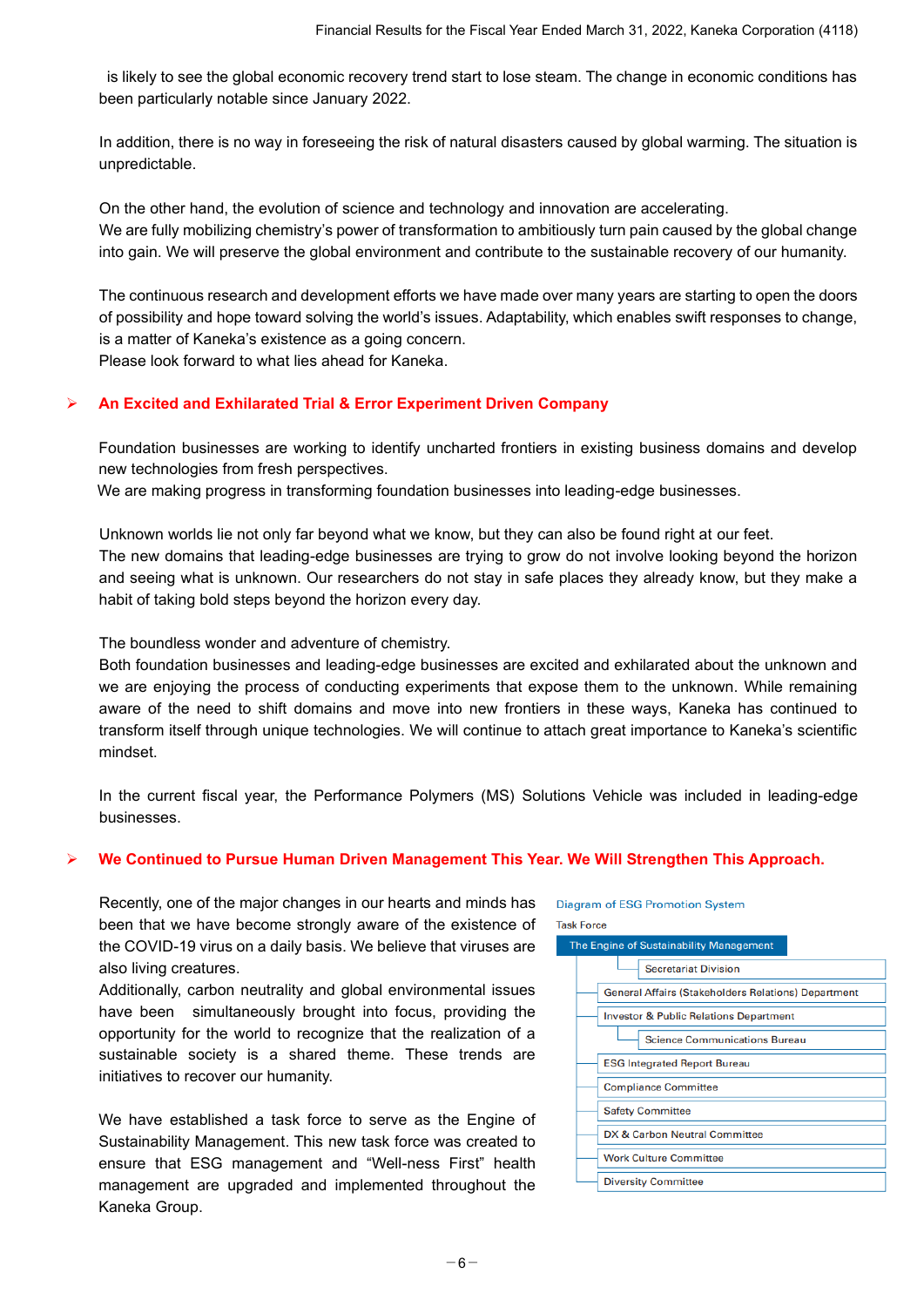is likely to see the global economic recovery trend start to lose steam. The change in economic conditions has been particularly notable since January 2022.

In addition, there is no way in foreseeing the risk of natural disasters caused by global warming. The situation is unpredictable.

On the other hand, the evolution of science and technology and innovation are accelerating.
We are fully mobilizing chemistry's power of transformation to ambitiously turn pain caused by the global change into gain. We will preserve the global environment and contribute to the sustainable recovery of our humanity.

The continuous research and development efforts we have made over many years are starting to open the doors of possibility and hope toward solving the world's issues. Adaptability, which enables swift responses to change, is a matter of Kaneka's existence as a going concern.
Please look forward to what lies ahead for Kaneka.

## An Excited and Exhilarated Trial & Error Experiment Driven Company

Foundation businesses are working to identify uncharted frontiers in existing business domains and develop new technologies from fresh perspectives.
We are making progress in transforming foundation businesses into leading-edge businesses.

Unknown worlds lie not only far beyond what we know, but they can also be found right at our feet.
The new domains that leading-edge businesses are trying to grow do not involve looking beyond the horizon and seeing what is unknown. Our researchers do not stay in safe places they already know, but they make a habit of taking bold steps beyond the horizon every day.

The boundless wonder and adventure of chemistry.
Both foundation businesses and leading-edge businesses are excited and exhilarated about the unknown and we are enjoying the process of conducting experiments that expose them to the unknown. While remaining aware of the need to shift domains and move into new frontiers in these ways, Kaneka has continued to transform itself through unique technologies. We will continue to attach great importance to Kaneka's scientific mindset.

In the current fiscal year, the Performance Polymers (MS) Solutions Vehicle was included in leading-edge businesses.

## We Continued to Pursue Human Driven Management This Year. We Will Strengthen This Approach.

Recently, one of the major changes in our hearts and minds has been that we have become strongly aware of the existence of the COVID-19 virus on a daily basis. We believe that viruses are also living creatures.
Additionally, carbon neutrality and global environmental issues have been simultaneously brought into focus, providing the opportunity for the world to recognize that the realization of a sustainable society is a shared theme. These trends are initiatives to recover our humanity.

We have established a task force to serve as the Engine of Sustainability Management. This new task force was created to ensure that ESG management and "Well-ness First" health management are upgraded and implemented throughout the Kaneka Group.

Diagram of ESG Promotion System

Task Force

- The Engine of Sustainability Management
  - Secretariat Division
  - General Affairs (Stakeholders Relations) Department
  - Investor & Public Relations Department
    - Science Communications Bureau
  - ESG Integrated Report Bureau
  - Compliance Committee
  - Safety Committee
  - DX & Carbon Neutral Committee
  - Work Culture Committee
  - Diversity Committee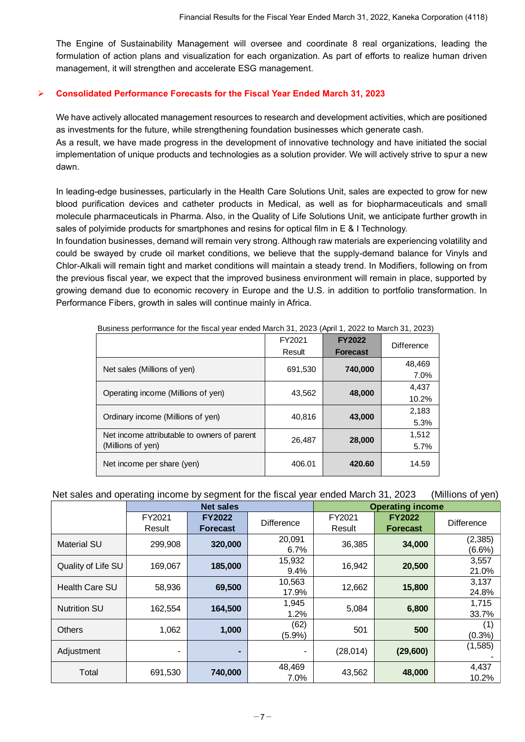The Engine of Sustainability Management will oversee and coordinate 8 real organizations, leading the formulation of action plans and visualization for each organization. As part of efforts to realize human driven management, it will strengthen and accelerate ESG management.

## Consolidated Performance Forecasts for the Fiscal Year Ended March 31, 2023

We have actively allocated management resources to research and development activities, which are positioned as investments for the future, while strengthening foundation businesses which generate cash.
As a result, we have made progress in the development of innovative technology and have initiated the social implementation of unique products and technologies as a solution provider. We will actively strive to spur a new dawn.

In leading-edge businesses, particularly in the Health Care Solutions Unit, sales are expected to grow for new blood purification devices and catheter products in Medical, as well as for biopharmaceuticals and small molecule pharmaceuticals in Pharma. Also, in the Quality of Life Solutions Unit, we anticipate further growth in sales of polyimide products for smartphones and resins for optical film in E & I Technology.
In foundation businesses, demand will remain very strong. Although raw materials are experiencing volatility and could be swayed by crude oil market conditions, we believe that the supply-demand balance for Vinyls and Chlor-Alkali will remain tight and market conditions will maintain a steady trend. In Modifiers, following on from the previous fiscal year, we expect that the improved business environment will remain in place, supported by growing demand due to economic recovery in Europe and the U.S. in addition to portfolio transformation. In Performance Fibers, growth in sales will continue mainly in Africa.

Business performance for the fiscal year ended March 31, 2023 (April 1, 2022 to March 31, 2023)

| | FY2021 Result | **FY2022 Forecast** | Difference |
|---|---|---|---|
| Net sales (Millions of yen) | 691,530 | **740,000** | 48,469<br>7.0% |
| Operating income (Millions of yen) | 43,562 | **48,000** | 4,437<br>10.2% |
| Ordinary income (Millions of yen) | 40,816 | **43,000** | 2,183<br>5.3% |
| Net income attributable to owners of parent (Millions of yen) | 26,487 | **28,000** | 1,512<br>5.7% |
| Net income per share (yen) | 406.01 | **420.60** | 14.59 |

Net sales and operating income by segment for the fiscal year ended March 31, 2023 (Millions of yen)

| | **Net sales** | | | **Operating income** | | |
|---|---|---|---|---|---|---|
| | FY2021 Result | **FY2022 Forecast** | Difference | FY2021 Result | **FY2022 Forecast** | Difference |
| Material SU | 299,908 | **320,000** | 20,091<br>6.7% | 36,385 | **34,000** | (2,385)<br>(6.6%) |
| Quality of Life SU | 169,067 | **185,000** | 15,932<br>9.4% | 16,942 | **20,500** | 3,557<br>21.0% |
| Health Care SU | 58,936 | **69,500** | 10,563<br>17.9% | 12,662 | **15,800** | 3,137<br>24.8% |
| Nutrition SU | 162,554 | **164,500** | 1,945<br>1.2% | 5,084 | **6,800** | 1,715<br>33.7% |
| Others | 1,062 | **1,000** | (62)<br>(5.9%) | 501 | **500** | (1)<br>(0.3%) |
| Adjustment | - | **-** | - | (28,014) | **(29,600)** | (1,585)<br>- |
| Total | 691,530 | **740,000** | 48,469<br>7.0% | 43,562 | **48,000** | 4,437<br>10.2% |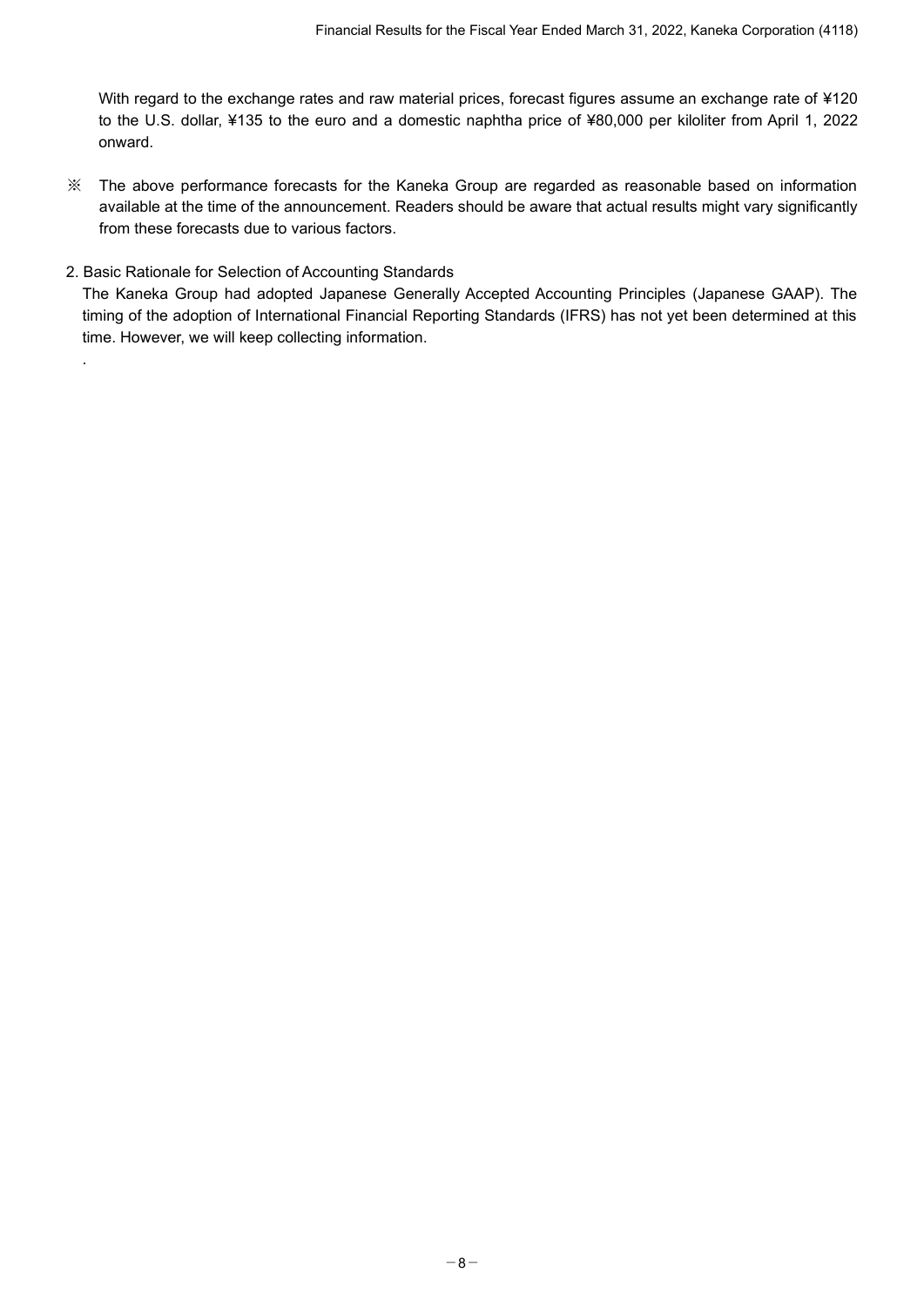With regard to the exchange rates and raw material prices, forecast figures assume an exchange rate of ¥120 to the U.S. dollar, ¥135 to the euro and a domestic naphtha price of ¥80,000 per kiloliter from April 1, 2022 onward.

※ The above performance forecasts for the Kaneka Group are regarded as reasonable based on information available at the time of the announcement. Readers should be aware that actual results might vary significantly from these forecasts due to various factors.

2. Basic Rationale for Selection of Accounting Standards

The Kaneka Group had adopted Japanese Generally Accepted Accounting Principles (Japanese GAAP). The timing of the adoption of International Financial Reporting Standards (IFRS) has not yet been determined at this time. However, we will keep collecting information.

.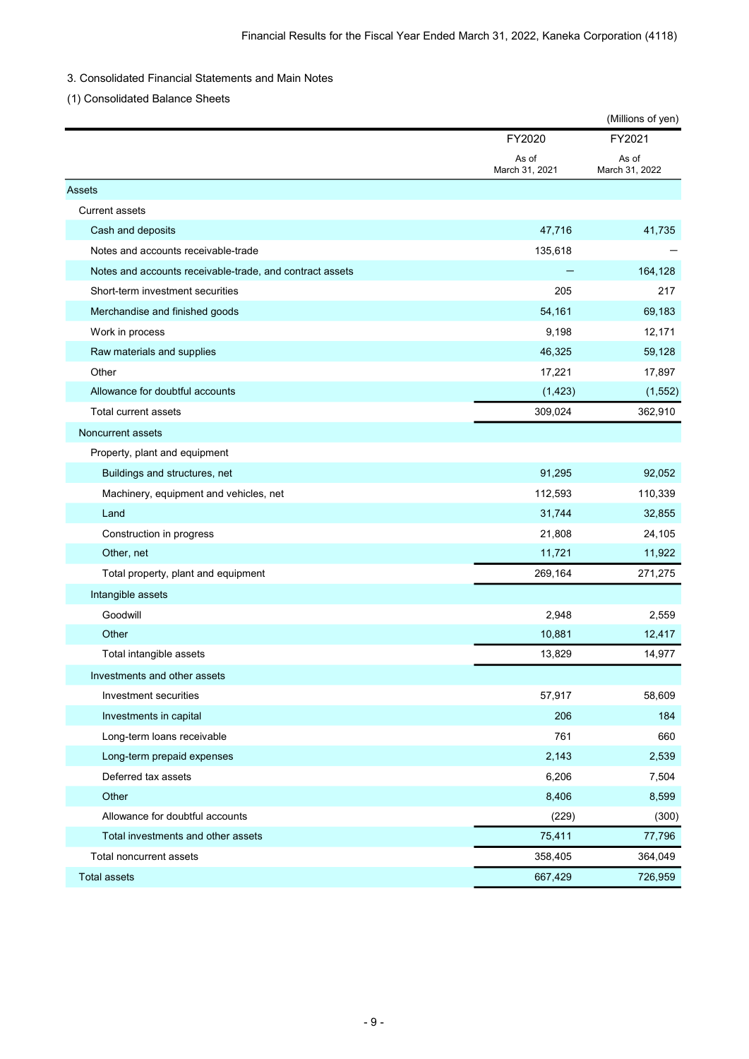## 3. Consolidated Financial Statements and Main Notes

### (1) Consolidated Balance Sheets

(Millions of yen)

| | FY2020<br>As of March 31, 2021 | FY2021<br>As of March 31, 2022 |
|---|---|---|
| Assets | | |
| Current assets | | |
| Cash and deposits | 47,716 | 41,735 |
| Notes and accounts receivable-trade | 135,618 | ― |
| Notes and accounts receivable-trade, and contract assets | ― | 164,128 |
| Short-term investment securities | 205 | 217 |
| Merchandise and finished goods | 54,161 | 69,183 |
| Work in process | 9,198 | 12,171 |
| Raw materials and supplies | 46,325 | 59,128 |
| Other | 17,221 | 17,897 |
| Allowance for doubtful accounts | (1,423) | (1,552) |
| Total current assets | 309,024 | 362,910 |
| Noncurrent assets | | |
| Property, plant and equipment | | |
| Buildings and structures, net | 91,295 | 92,052 |
| Machinery, equipment and vehicles, net | 112,593 | 110,339 |
| Land | 31,744 | 32,855 |
| Construction in progress | 21,808 | 24,105 |
| Other, net | 11,721 | 11,922 |
| Total property, plant and equipment | 269,164 | 271,275 |
| Intangible assets | | |
| Goodwill | 2,948 | 2,559 |
| Other | 10,881 | 12,417 |
| Total intangible assets | 13,829 | 14,977 |
| Investments and other assets | | |
| Investment securities | 57,917 | 58,609 |
| Investments in capital | 206 | 184 |
| Long-term loans receivable | 761 | 660 |
| Long-term prepaid expenses | 2,143 | 2,539 |
| Deferred tax assets | 6,206 | 7,504 |
| Other | 8,406 | 8,599 |
| Allowance for doubtful accounts | (229) | (300) |
| Total investments and other assets | 75,411 | 77,796 |
| Total noncurrent assets | 358,405 | 364,049 |
| Total assets | 667,429 | 726,959 |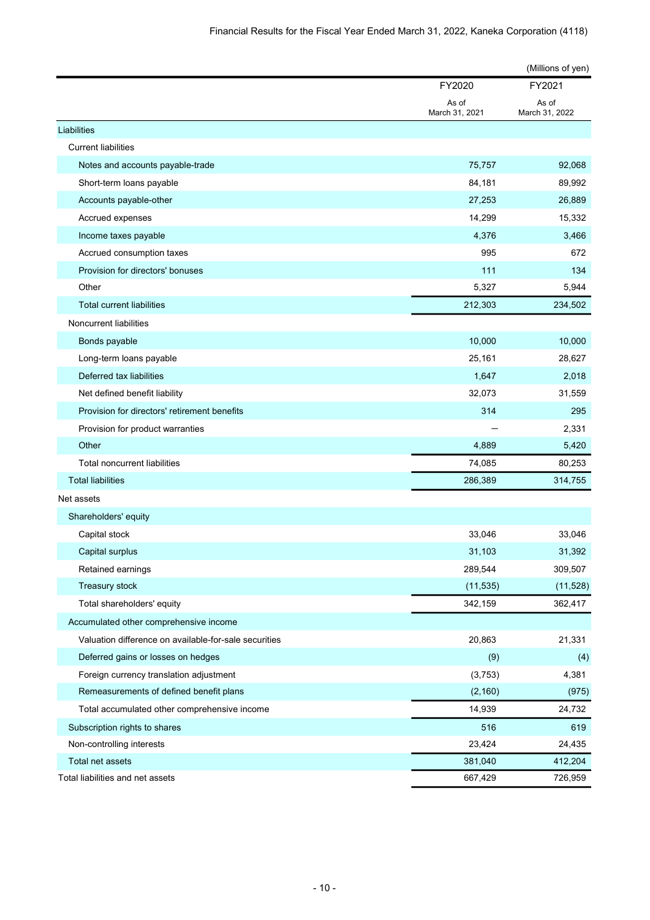(Millions of yen)

| | FY2020<br>As of<br>March 31, 2021 | FY2021<br>As of<br>March 31, 2022 |
|---|---|---|
| Liabilities | | |
| Current liabilities | | |
| Notes and accounts payable-trade | 75,757 | 92,068 |
| Short-term loans payable | 84,181 | 89,992 |
| Accounts payable-other | 27,253 | 26,889 |
| Accrued expenses | 14,299 | 15,332 |
| Income taxes payable | 4,376 | 3,466 |
| Accrued consumption taxes | 995 | 672 |
| Provision for directors' bonuses | 111 | 134 |
| Other | 5,327 | 5,944 |
| Total current liabilities | 212,303 | 234,502 |
| Noncurrent liabilities | | |
| Bonds payable | 10,000 | 10,000 |
| Long-term loans payable | 25,161 | 28,627 |
| Deferred tax liabilities | 1,647 | 2,018 |
| Net defined benefit liability | 32,073 | 31,559 |
| Provision for directors' retirement benefits | 314 | 295 |
| Provision for product warranties | ― | 2,331 |
| Other | 4,889 | 5,420 |
| Total noncurrent liabilities | 74,085 | 80,253 |
| Total liabilities | 286,389 | 314,755 |
| Net assets | | |
| Shareholders' equity | | |
| Capital stock | 33,046 | 33,046 |
| Capital surplus | 31,103 | 31,392 |
| Retained earnings | 289,544 | 309,507 |
| Treasury stock | (11,535) | (11,528) |
| Total shareholders' equity | 342,159 | 362,417 |
| Accumulated other comprehensive income | | |
| Valuation difference on available-for-sale securities | 20,863 | 21,331 |
| Deferred gains or losses on hedges | (9) | (4) |
| Foreign currency translation adjustment | (3,753) | 4,381 |
| Remeasurements of defined benefit plans | (2,160) | (975) |
| Total accumulated other comprehensive income | 14,939 | 24,732 |
| Subscription rights to shares | 516 | 619 |
| Non-controlling interests | 23,424 | 24,435 |
| Total net assets | 381,040 | 412,204 |
| Total liabilities and net assets | 667,429 | 726,959 |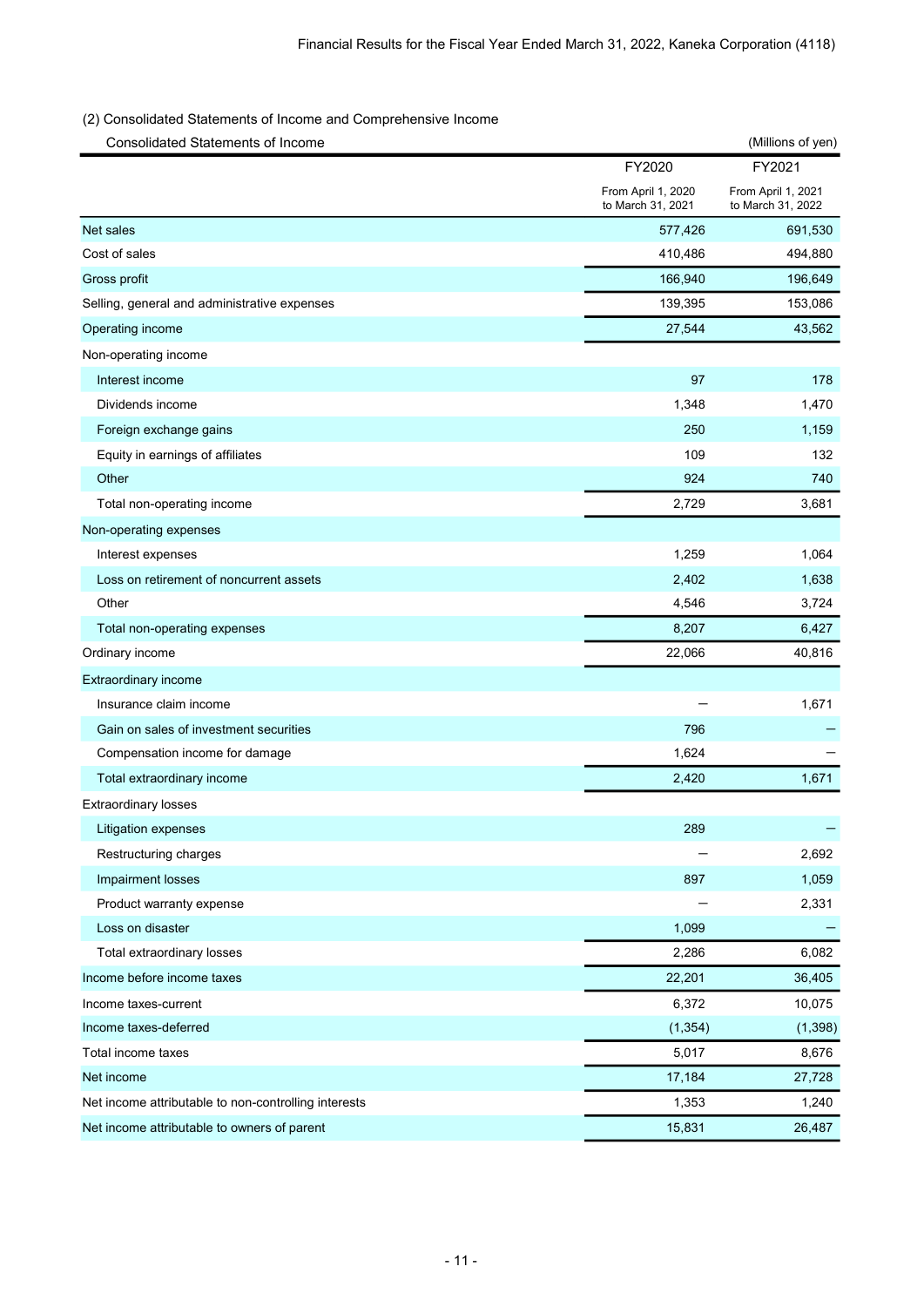## (2) Consolidated Statements of Income and Comprehensive Income

Consolidated Statements of Income

(Millions of yen)

| | FY2020<br>From April 1, 2020 to March 31, 2021 | FY2021<br>From April 1, 2021 to March 31, 2022 |
|---|---|---|
| Net sales | 577,426 | 691,530 |
| Cost of sales | 410,486 | 494,880 |
| Gross profit | 166,940 | 196,649 |
| Selling, general and administrative expenses | 139,395 | 153,086 |
| Operating income | 27,544 | 43,562 |
| Non-operating income | | |
| Interest income | 97 | 178 |
| Dividends income | 1,348 | 1,470 |
| Foreign exchange gains | 250 | 1,159 |
| Equity in earnings of affiliates | 109 | 132 |
| Other | 924 | 740 |
| Total non-operating income | 2,729 | 3,681 |
| Non-operating expenses | | |
| Interest expenses | 1,259 | 1,064 |
| Loss on retirement of noncurrent assets | 2,402 | 1,638 |
| Other | 4,546 | 3,724 |
| Total non-operating expenses | 8,207 | 6,427 |
| Ordinary income | 22,066 | 40,816 |
| Extraordinary income | | |
| Insurance claim income | — | 1,671 |
| Gain on sales of investment securities | 796 | — |
| Compensation income for damage | 1,624 | — |
| Total extraordinary income | 2,420 | 1,671 |
| Extraordinary losses | | |
| Litigation expenses | 289 | — |
| Restructuring charges | — | 2,692 |
| Impairment losses | 897 | 1,059 |
| Product warranty expense | — | 2,331 |
| Loss on disaster | 1,099 | — |
| Total extraordinary losses | 2,286 | 6,082 |
| Income before income taxes | 22,201 | 36,405 |
| Income taxes-current | 6,372 | 10,075 |
| Income taxes-deferred | (1,354) | (1,398) |
| Total income taxes | 5,017 | 8,676 |
| Net income | 17,184 | 27,728 |
| Net income attributable to non-controlling interests | 1,353 | 1,240 |
| Net income attributable to owners of parent | 15,831 | 26,487 |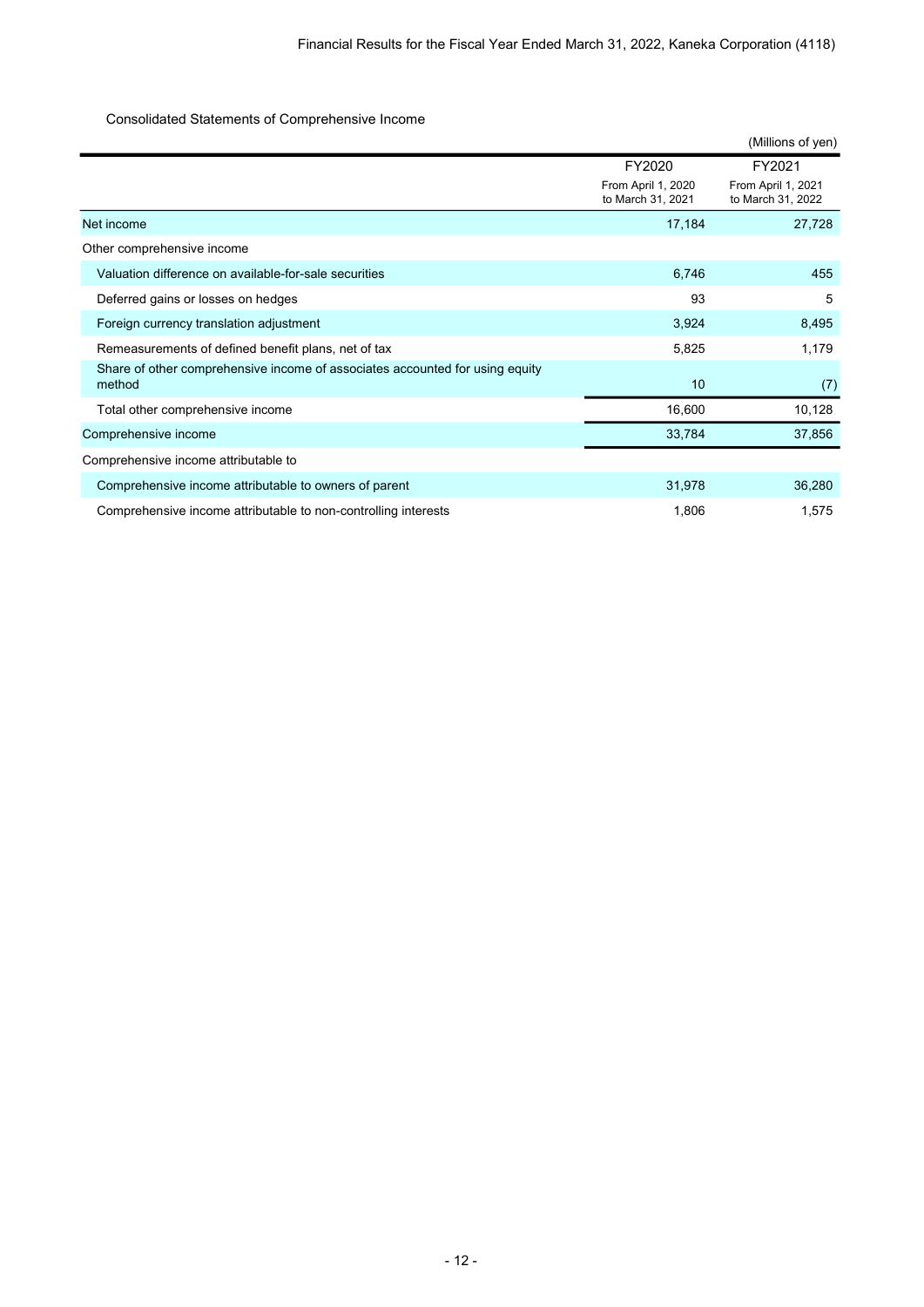Consolidated Statements of Comprehensive Income

(Millions of yen)

| | FY2020<br>From April 1, 2020 to March 31, 2021 | FY2021<br>From April 1, 2021 to March 31, 2022 |
|---|---|---|
| Net income | 17,184 | 27,728 |
| Other comprehensive income | | |
| Valuation difference on available-for-sale securities | 6,746 | 455 |
| Deferred gains or losses on hedges | 93 | 5 |
| Foreign currency translation adjustment | 3,924 | 8,495 |
| Remeasurements of defined benefit plans, net of tax | 5,825 | 1,179 |
| Share of other comprehensive income of associates accounted for using equity method | 10 | (7) |
| Total other comprehensive income | 16,600 | 10,128 |
| Comprehensive income | 33,784 | 37,856 |
| Comprehensive income attributable to | | |
| Comprehensive income attributable to owners of parent | 31,978 | 36,280 |
| Comprehensive income attributable to non-controlling interests | 1,806 | 1,575 |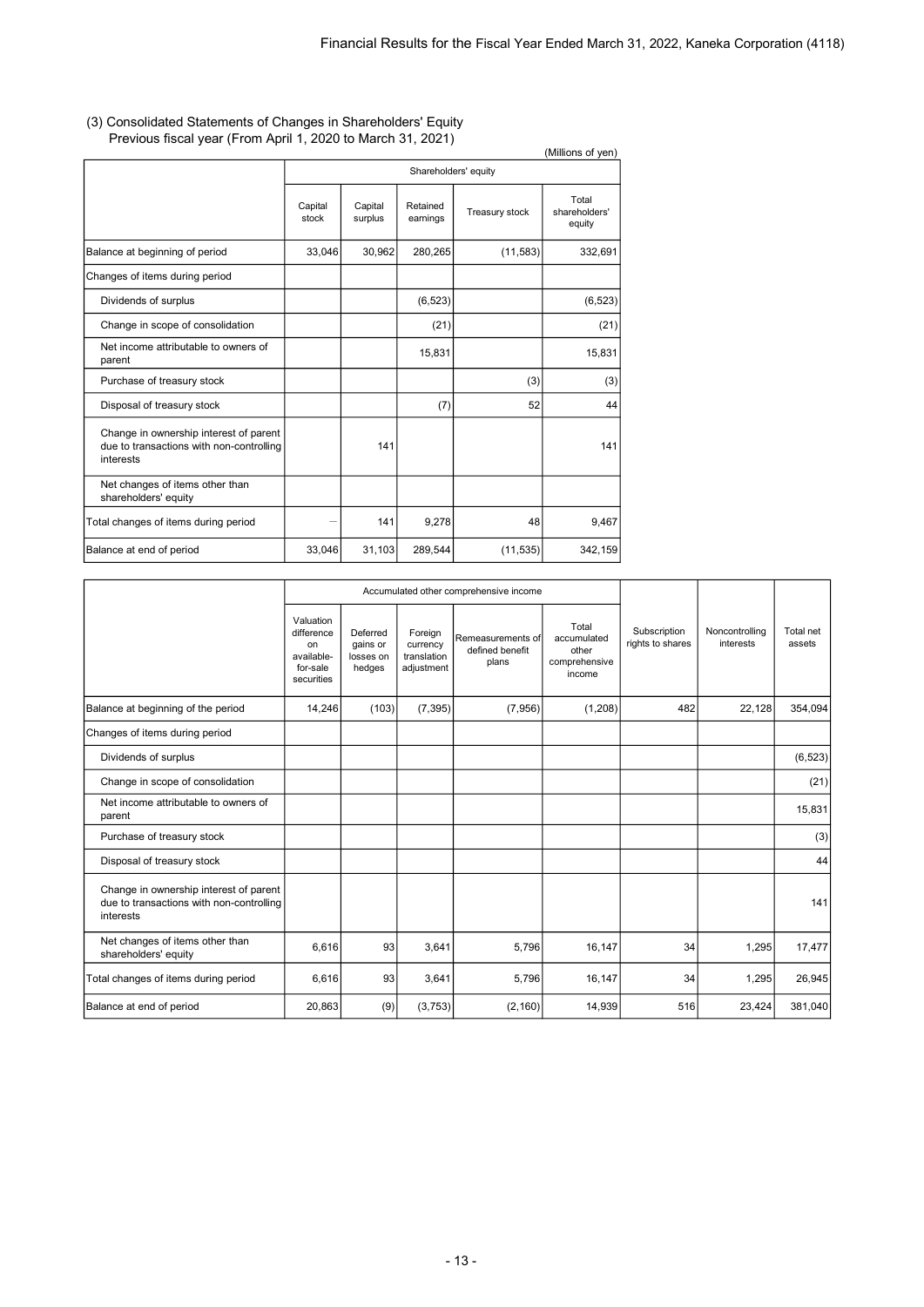(3) Consolidated Statements of Changes in Shareholders' Equity

Previous fiscal year (From April 1, 2020 to March 31, 2021)

(Millions of yen)

| | Shareholders' equity | | | | |
|---|---|---|---|---|---|
| | Capital stock | Capital surplus | Retained earnings | Treasury stock | Total shareholders' equity |
| Balance at beginning of period | 33,046 | 30,962 | 280,265 | (11,583) | 332,691 |
| Changes of items during period | | | | | |
| Dividends of surplus | | | (6,523) | | (6,523) |
| Change in scope of consolidation | | | (21) | | (21) |
| Net income attributable to owners of parent | | | 15,831 | | 15,831 |
| Purchase of treasury stock | | | | (3) | (3) |
| Disposal of treasury stock | | | (7) | 52 | 44 |
| Change in ownership interest of parent due to transactions with non-controlling interests | | 141 | | | 141 |
| Net changes of items other than shareholders' equity | | | | | |
| Total changes of items during period | − | 141 | 9,278 | 48 | 9,467 |
| Balance at end of period | 33,046 | 31,103 | 289,544 | (11,535) | 342,159 |

| | Accumulated other comprehensive income | | | | | Subscription rights to shares | Noncontrolling interests | Total net assets |
|---|---|---|---|---|---|---|---|---|
| | Valuation difference on available-for-sale securities | Deferred gains or losses on hedges | Foreign currency translation adjustment | Remeasurements of defined benefit plans | Total accumulated other comprehensive income | | | |
| Balance at beginning of the period | 14,246 | (103) | (7,395) | (7,956) | (1,208) | 482 | 22,128 | 354,094 |
| Changes of items during period | | | | | | | | |
| Dividends of surplus | | | | | | | | (6,523) |
| Change in scope of consolidation | | | | | | | | (21) |
| Net income attributable to owners of parent | | | | | | | | 15,831 |
| Purchase of treasury stock | | | | | | | | (3) |
| Disposal of treasury stock | | | | | | | | 44 |
| Change in ownership interest of parent due to transactions with non-controlling interests | | | | | | | | 141 |
| Net changes of items other than shareholders' equity | 6,616 | 93 | 3,641 | 5,796 | 16,147 | 34 | 1,295 | 17,477 |
| Total changes of items during period | 6,616 | 93 | 3,641 | 5,796 | 16,147 | 34 | 1,295 | 26,945 |
| Balance at end of period | 20,863 | (9) | (3,753) | (2,160) | 14,939 | 516 | 23,424 | 381,040 |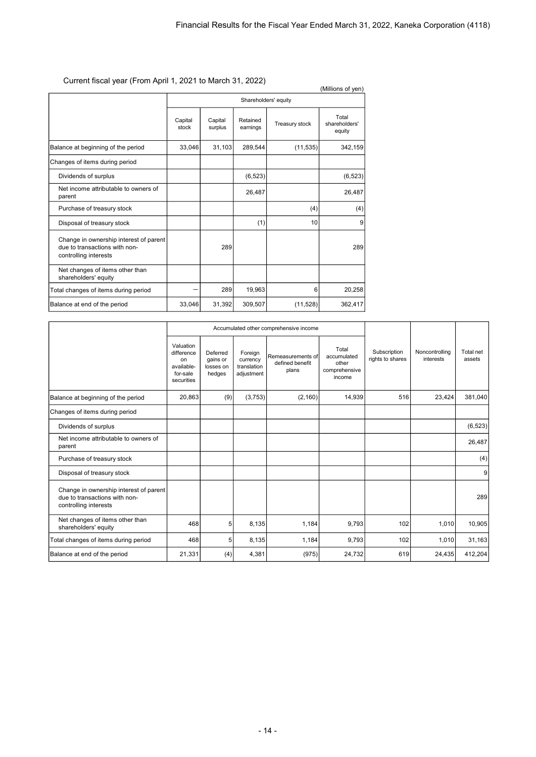Current fiscal year (From April 1, 2021 to March 31, 2022)

(Millions of yen)

| | Shareholders' equity | | | | |
|---|---|---|---|---|---|
| | Capital stock | Capital surplus | Retained earnings | Treasury stock | Total shareholders' equity |
| Balance at beginning of the period | 33,046 | 31,103 | 289,544 | (11,535) | 342,159 |
| Changes of items during period | | | | | |
| Dividends of surplus | | | (6,523) | | (6,523) |
| Net income attributable to owners of parent | | | 26,487 | | 26,487 |
| Purchase of treasury stock | | | | (4) | (4) |
| Disposal of treasury stock | | | (1) | 10 | 9 |
| Change in ownership interest of parent due to transactions with non-controlling interests | | 289 | | | 289 |
| Net changes of items other than shareholders' equity | | | | | |
| Total changes of items during period | – | 289 | 19,963 | 6 | 20,258 |
| Balance at end of the period | 33,046 | 31,392 | 309,507 | (11,528) | 362,417 |

| | Accumulated other comprehensive income | | | | | Subscription rights to shares | Noncontrolling interests | Total net assets |
|---|---|---|---|---|---|---|---|---|
| | Valuation difference on available-for-sale securities | Deferred gains or losses on hedges | Foreign currency translation adjustment | Remeasurements of defined benefit plans | Total accumulated other comprehensive income | | | |
| Balance at beginning of the period | 20,863 | (9) | (3,753) | (2,160) | 14,939 | 516 | 23,424 | 381,040 |
| Changes of items during period | | | | | | | | |
| Dividends of surplus | | | | | | | | (6,523) |
| Net income attributable to owners of parent | | | | | | | | 26,487 |
| Purchase of treasury stock | | | | | | | | (4) |
| Disposal of treasury stock | | | | | | | | 9 |
| Change in ownership interest of parent due to transactions with non-controlling interests | | | | | | | | 289 |
| Net changes of items other than shareholders' equity | 468 | 5 | 8,135 | 1,184 | 9,793 | 102 | 1,010 | 10,905 |
| Total changes of items during period | 468 | 5 | 8,135 | 1,184 | 9,793 | 102 | 1,010 | 31,163 |
| Balance at end of the period | 21,331 | (4) | 4,381 | (975) | 24,732 | 619 | 24,435 | 412,204 |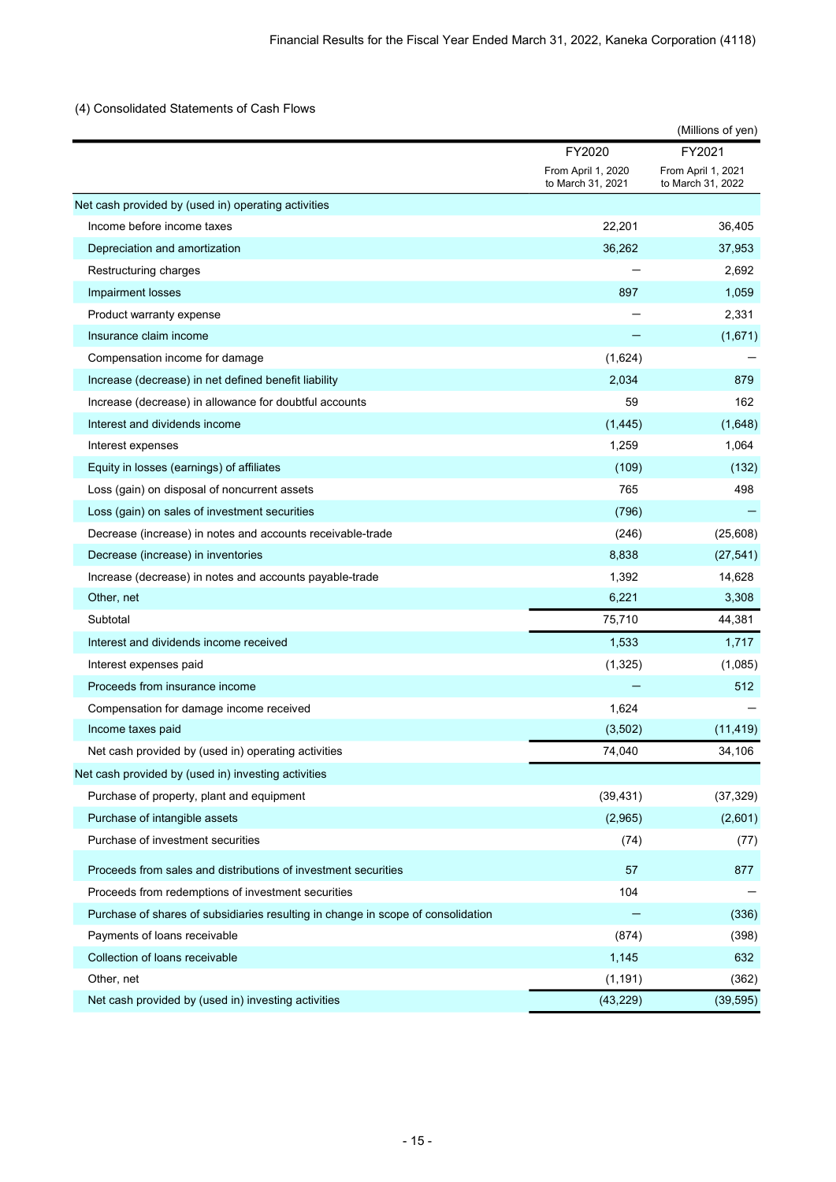### (4) Consolidated Statements of Cash Flows

(Millions of yen)

| | FY2020<br>From April 1, 2020 to March 31, 2021 | FY2021<br>From April 1, 2021 to March 31, 2022 |
|---|---|---|
| Net cash provided by (used in) operating activities | | |
| Income before income taxes | 22,201 | 36,405 |
| Depreciation and amortization | 36,262 | 37,953 |
| Restructuring charges | ― | 2,692 |
| Impairment losses | 897 | 1,059 |
| Product warranty expense | ― | 2,331 |
| Insurance claim income | ― | (1,671) |
| Compensation income for damage | (1,624) | ― |
| Increase (decrease) in net defined benefit liability | 2,034 | 879 |
| Increase (decrease) in allowance for doubtful accounts | 59 | 162 |
| Interest and dividends income | (1,445) | (1,648) |
| Interest expenses | 1,259 | 1,064 |
| Equity in losses (earnings) of affiliates | (109) | (132) |
| Loss (gain) on disposal of noncurrent assets | 765 | 498 |
| Loss (gain) on sales of investment securities | (796) | ― |
| Decrease (increase) in notes and accounts receivable-trade | (246) | (25,608) |
| Decrease (increase) in inventories | 8,838 | (27,541) |
| Increase (decrease) in notes and accounts payable-trade | 1,392 | 14,628 |
| Other, net | 6,221 | 3,308 |
| Subtotal | 75,710 | 44,381 |
| Interest and dividends income received | 1,533 | 1,717 |
| Interest expenses paid | (1,325) | (1,085) |
| Proceeds from insurance income | ― | 512 |
| Compensation for damage income received | 1,624 | ― |
| Income taxes paid | (3,502) | (11,419) |
| Net cash provided by (used in) operating activities | 74,040 | 34,106 |
| Net cash provided by (used in) investing activities | | |
| Purchase of property, plant and equipment | (39,431) | (37,329) |
| Purchase of intangible assets | (2,965) | (2,601) |
| Purchase of investment securities | (74) | (77) |
| Proceeds from sales and distributions of investment securities | 57 | 877 |
| Proceeds from redemptions of investment securities | 104 | ― |
| Purchase of shares of subsidiaries resulting in change in scope of consolidation | ― | (336) |
| Payments of loans receivable | (874) | (398) |
| Collection of loans receivable | 1,145 | 632 |
| Other, net | (1,191) | (362) |
| Net cash provided by (used in) investing activities | (43,229) | (39,595) |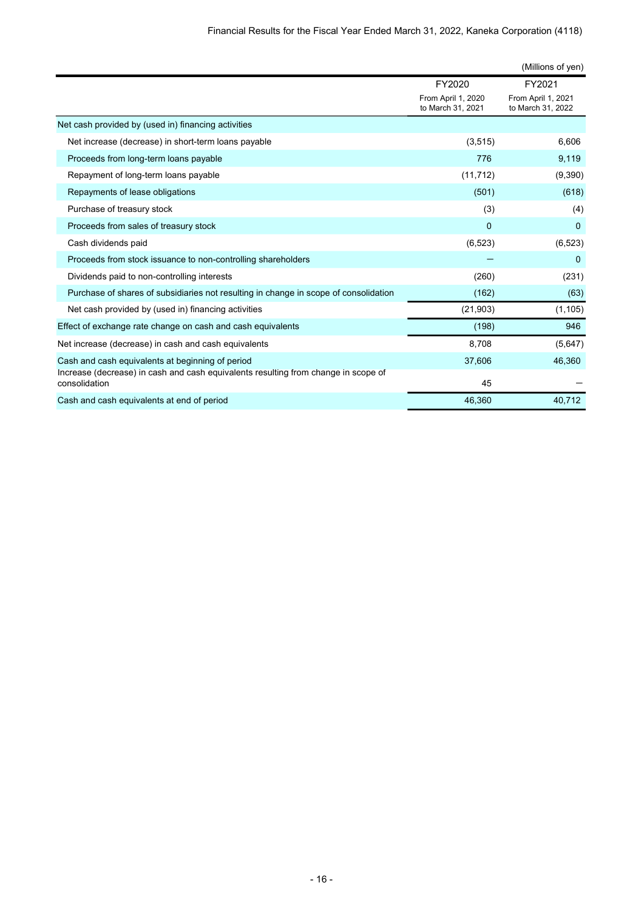(Millions of yen)

| | FY2020<br>From April 1, 2020 to March 31, 2021 | FY2021<br>From April 1, 2021 to March 31, 2022 |
|---|---|---|
| Net cash provided by (used in) financing activities | | |
| Net increase (decrease) in short-term loans payable | (3,515) | 6,606 |
| Proceeds from long-term loans payable | 776 | 9,119 |
| Repayment of long-term loans payable | (11,712) | (9,390) |
| Repayments of lease obligations | (501) | (618) |
| Purchase of treasury stock | (3) | (4) |
| Proceeds from sales of treasury stock | 0 | 0 |
| Cash dividends paid | (6,523) | (6,523) |
| Proceeds from stock issuance to non-controlling shareholders | ― | 0 |
| Dividends paid to non-controlling interests | (260) | (231) |
| Purchase of shares of subsidiaries not resulting in change in scope of consolidation | (162) | (63) |
| Net cash provided by (used in) financing activities | (21,903) | (1,105) |
| Effect of exchange rate change on cash and cash equivalents | (198) | 946 |
| Net increase (decrease) in cash and cash equivalents | 8,708 | (5,647) |
| Cash and cash equivalents at beginning of period | 37,606 | 46,360 |
| Increase (decrease) in cash and cash equivalents resulting from change in scope of consolidation | 45 | ― |
| Cash and cash equivalents at end of period | 46,360 | 40,712 |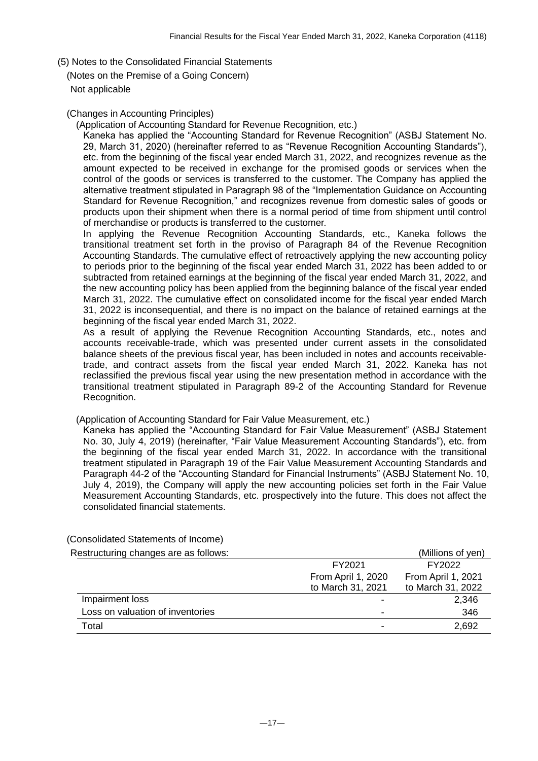## (5) Notes to the Consolidated Financial Statements

### (Notes on the Premise of a Going Concern)

Not applicable

### (Changes in Accounting Principles)

(Application of Accounting Standard for Revenue Recognition, etc.)

Kaneka has applied the "Accounting Standard for Revenue Recognition" (ASBJ Statement No. 29, March 31, 2020) (hereinafter referred to as "Revenue Recognition Accounting Standards"), etc. from the beginning of the fiscal year ended March 31, 2022, and recognizes revenue as the amount expected to be received in exchange for the promised goods or services when the control of the goods or services is transferred to the customer. The Company has applied the alternative treatment stipulated in Paragraph 98 of the "Implementation Guidance on Accounting Standard for Revenue Recognition," and recognizes revenue from domestic sales of goods or products upon their shipment when there is a normal period of time from shipment until control of merchandise or products is transferred to the customer.

In applying the Revenue Recognition Accounting Standards, etc., Kaneka follows the transitional treatment set forth in the proviso of Paragraph 84 of the Revenue Recognition Accounting Standards. The cumulative effect of retroactively applying the new accounting policy to periods prior to the beginning of the fiscal year ended March 31, 2022 has been added to or subtracted from retained earnings at the beginning of the fiscal year ended March 31, 2022, and the new accounting policy has been applied from the beginning balance of the fiscal year ended March 31, 2022. The cumulative effect on consolidated income for the fiscal year ended March 31, 2022 is inconsequential, and there is no impact on the balance of retained earnings at the beginning of the fiscal year ended March 31, 2022.

As a result of applying the Revenue Recognition Accounting Standards, etc., notes and accounts receivable-trade, which was presented under current assets in the consolidated balance sheets of the previous fiscal year, has been included in notes and accounts receivable-trade, and contract assets from the fiscal year ended March 31, 2022. Kaneka has not reclassified the previous fiscal year using the new presentation method in accordance with the transitional treatment stipulated in Paragraph 89-2 of the Accounting Standard for Revenue Recognition.

(Application of Accounting Standard for Fair Value Measurement, etc.)

Kaneka has applied the "Accounting Standard for Fair Value Measurement" (ASBJ Statement No. 30, July 4, 2019) (hereinafter, "Fair Value Measurement Accounting Standards"), etc. from the beginning of the fiscal year ended March 31, 2022. In accordance with the transitional treatment stipulated in Paragraph 19 of the Fair Value Measurement Accounting Standards and Paragraph 44-2 of the "Accounting Standard for Financial Instruments" (ASBJ Statement No. 10, July 4, 2019), the Company will apply the new accounting policies set forth in the Fair Value Measurement Accounting Standards, etc. prospectively into the future. This does not affect the consolidated financial statements.

### (Consolidated Statements of Income)

Restructuring changes are as follows: (Millions of yen)

| | FY2021<br>From April 1, 2020<br>to March 31, 2021 | FY2022<br>From April 1, 2021<br>to March 31, 2022 |
|---|---|---|
| Impairment loss | - | 2,346 |
| Loss on valuation of inventories | - | 346 |
| Total | - | 2,692 |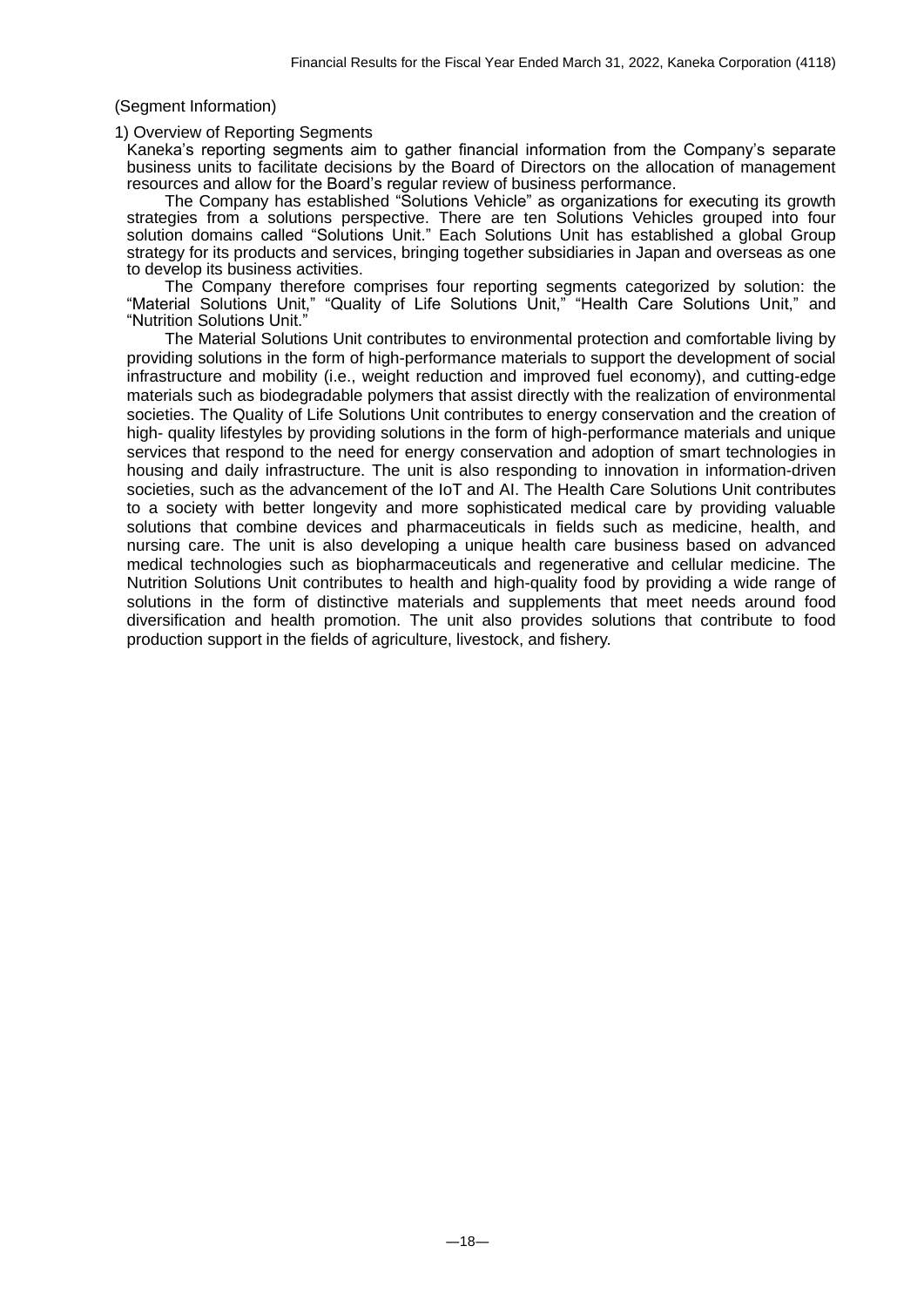(Segment Information)

1) Overview of Reporting Segments

Kaneka's reporting segments aim to gather financial information from the Company's separate business units to facilitate decisions by the Board of Directors on the allocation of management resources and allow for the Board's regular review of business performance.

The Company has established "Solutions Vehicle" as organizations for executing its growth strategies from a solutions perspective. There are ten Solutions Vehicles grouped into four solution domains called "Solutions Unit." Each Solutions Unit has established a global Group strategy for its products and services, bringing together subsidiaries in Japan and overseas as one to develop its business activities.

The Company therefore comprises four reporting segments categorized by solution: the "Material Solutions Unit," "Quality of Life Solutions Unit," "Health Care Solutions Unit," and "Nutrition Solutions Unit."

The Material Solutions Unit contributes to environmental protection and comfortable living by providing solutions in the form of high-performance materials to support the development of social infrastructure and mobility (i.e., weight reduction and improved fuel economy), and cutting-edge materials such as biodegradable polymers that assist directly with the realization of environmental societies. The Quality of Life Solutions Unit contributes to energy conservation and the creation of high- quality lifestyles by providing solutions in the form of high-performance materials and unique services that respond to the need for energy conservation and adoption of smart technologies in housing and daily infrastructure. The unit is also responding to innovation in information-driven societies, such as the advancement of the IoT and AI. The Health Care Solutions Unit contributes to a society with better longevity and more sophisticated medical care by providing valuable solutions that combine devices and pharmaceuticals in fields such as medicine, health, and nursing care. The unit is also developing a unique health care business based on advanced medical technologies such as biopharmaceuticals and regenerative and cellular medicine. The Nutrition Solutions Unit contributes to health and high-quality food by providing a wide range of solutions in the form of distinctive materials and supplements that meet needs around food diversification and health promotion. The unit also provides solutions that contribute to food production support in the fields of agriculture, livestock, and fishery.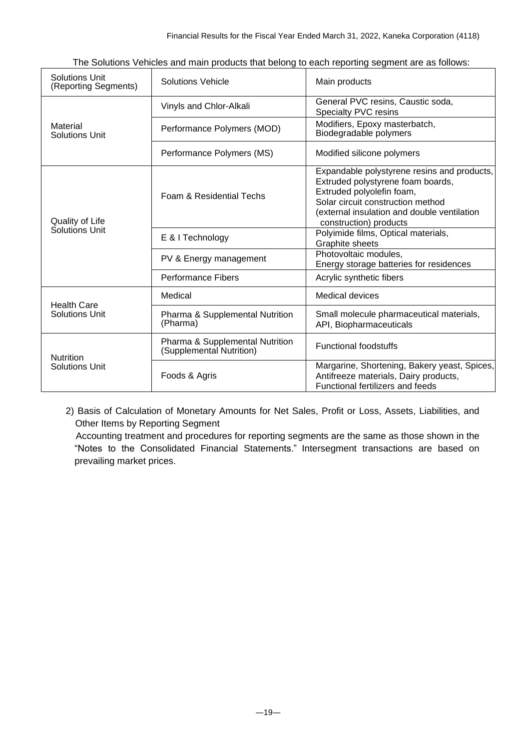The Solutions Vehicles and main products that belong to each reporting segment are as follows:

| Solutions Unit (Reporting Segments) | Solutions Vehicle | Main products |
| --- | --- | --- |
| Material Solutions Unit | Vinyls and Chlor-Alkali | General PVC resins, Caustic soda, Specialty PVC resins |
| | Performance Polymers (MOD) | Modifiers, Epoxy masterbatch, Biodegradable polymers |
| | Performance Polymers (MS) | Modified silicone polymers |
| Quality of Life Solutions Unit | Foam & Residential Techs | Expandable polystyrene resins and products, Extruded polystyrene foam boards, Extruded polyolefin foam, Solar circuit construction method (external insulation and double ventilation construction) products |
| | E & I Technology | Polyimide films, Optical materials, Graphite sheets |
| | PV & Energy management | Photovoltaic modules, Energy storage batteries for residences |
| | Performance Fibers | Acrylic synthetic fibers |
| Health Care Solutions Unit | Medical | Medical devices |
| | Pharma & Supplemental Nutrition (Pharma) | Small molecule pharmaceutical materials, API, Biopharmaceuticals |
| Nutrition Solutions Unit | Pharma & Supplemental Nutrition (Supplemental Nutrition) | Functional foodstuffs |
| | Foods & Agris | Margarine, Shortening, Bakery yeast, Spices, Antifreeze materials, Dairy products, Functional fertilizers and feeds |

2) Basis of Calculation of Monetary Amounts for Net Sales, Profit or Loss, Assets, Liabilities, and Other Items by Reporting Segment

Accounting treatment and procedures for reporting segments are the same as those shown in the "Notes to the Consolidated Financial Statements." Intersegment transactions are based on prevailing market prices.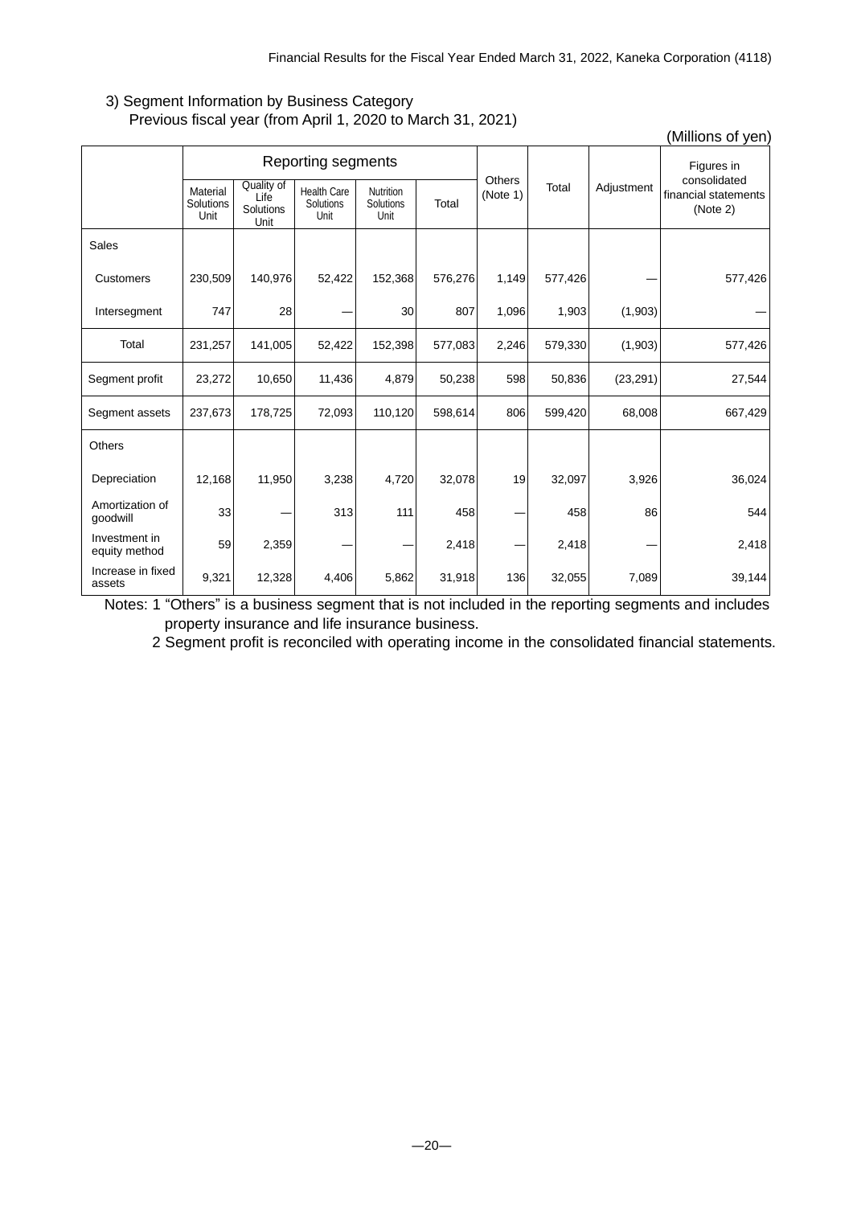3) Segment Information by Business Category

Previous fiscal year (from April 1, 2020 to March 31, 2021)

(Millions of yen)

| | Reporting segments | | | | | Others (Note 1) | Total | Adjustment | Figures in consolidated financial statements (Note 2) |
|---|---|---|---|---|---|---|---|---|---|
| | Material Solutions Unit | Quality of Life Solutions Unit | Health Care Solutions Unit | Nutrition Solutions Unit | Total | | | | |
| Sales | | | | | | | | | |
| Customers | 230,509 | 140,976 | 52,422 | 152,368 | 576,276 | 1,149 | 577,426 | — | 577,426 |
| Intersegment | 747 | 28 | — | 30 | 807 | 1,096 | 1,903 | (1,903) | — |
| Total | 231,257 | 141,005 | 52,422 | 152,398 | 577,083 | 2,246 | 579,330 | (1,903) | 577,426 |
| Segment profit | 23,272 | 10,650 | 11,436 | 4,879 | 50,238 | 598 | 50,836 | (23,291) | 27,544 |
| Segment assets | 237,673 | 178,725 | 72,093 | 110,120 | 598,614 | 806 | 599,420 | 68,008 | 667,429 |
| Others | | | | | | | | | |
| Depreciation | 12,168 | 11,950 | 3,238 | 4,720 | 32,078 | 19 | 32,097 | 3,926 | 36,024 |
| Amortization of goodwill | 33 | — | 313 | 111 | 458 | — | 458 | 86 | 544 |
| Investment in equity method | 59 | 2,359 | — | — | 2,418 | — | 2,418 | — | 2,418 |
| Increase in fixed assets | 9,321 | 12,328 | 4,406 | 5,862 | 31,918 | 136 | 32,055 | 7,089 | 39,144 |

Notes: 1 “Others” is a business segment that is not included in the reporting segments and includes property insurance and life insurance business.

2 Segment profit is reconciled with operating income in the consolidated financial statements.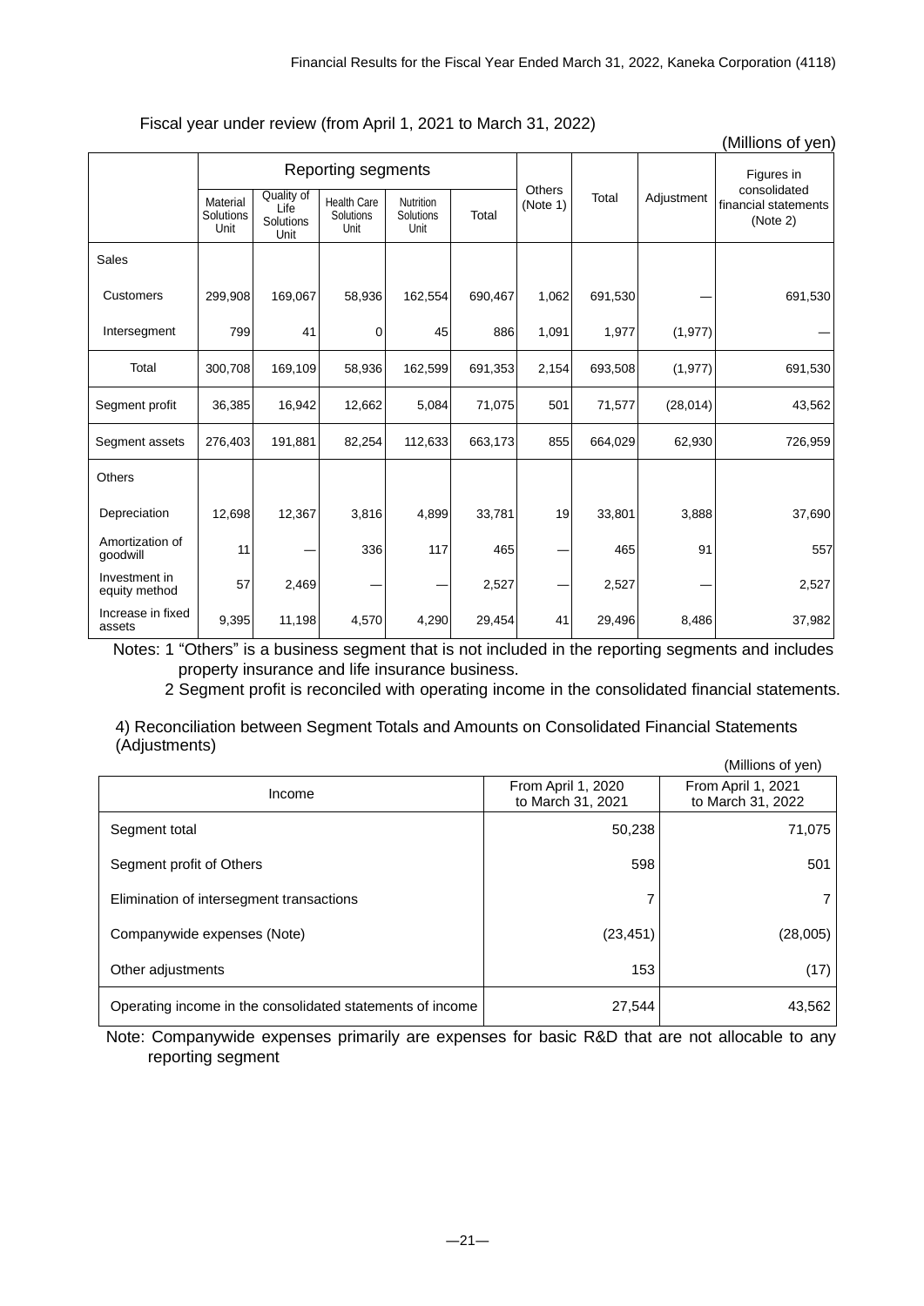Fiscal year under review (from April 1, 2021 to March 31, 2022)

(Millions of yen)

| | Reporting segments | | | | | Others (Note 1) | Total | Adjustment | Figures in consolidated financial statements (Note 2) |
|---|---|---|---|---|---|---|---|---|---|
| | Material Solutions Unit | Quality of Life Solutions Unit | Health Care Solutions Unit | Nutrition Solutions Unit | Total | | | | |
| Sales | | | | | | | | | |
| Customers | 299,908 | 169,067 | 58,936 | 162,554 | 690,467 | 1,062 | 691,530 | — | 691,530 |
| Intersegment | 799 | 41 | 0 | 45 | 886 | 1,091 | 1,977 | (1,977) | — |
| Total | 300,708 | 169,109 | 58,936 | 162,599 | 691,353 | 2,154 | 693,508 | (1,977) | 691,530 |
| Segment profit | 36,385 | 16,942 | 12,662 | 5,084 | 71,075 | 501 | 71,577 | (28,014) | 43,562 |
| Segment assets | 276,403 | 191,881 | 82,254 | 112,633 | 663,173 | 855 | 664,029 | 62,930 | 726,959 |
| Others | | | | | | | | | |
| Depreciation | 12,698 | 12,367 | 3,816 | 4,899 | 33,781 | 19 | 33,801 | 3,888 | 37,690 |
| Amortization of goodwill | 11 | — | 336 | 117 | 465 | — | 465 | 91 | 557 |
| Investment in equity method | 57 | 2,469 | — | — | 2,527 | — | 2,527 | — | 2,527 |
| Increase in fixed assets | 9,395 | 11,198 | 4,570 | 4,290 | 29,454 | 41 | 29,496 | 8,486 | 37,982 |

Notes: 1 "Others" is a business segment that is not included in the reporting segments and includes property insurance and life insurance business.

2 Segment profit is reconciled with operating income in the consolidated financial statements.

4) Reconciliation between Segment Totals and Amounts on Consolidated Financial Statements (Adjustments)

(Millions of yen)

| Income | From April 1, 2020 to March 31, 2021 | From April 1, 2021 to March 31, 2022 |
|---|---|---|
| Segment total | 50,238 | 71,075 |
| Segment profit of Others | 598 | 501 |
| Elimination of intersegment transactions | 7 | 7 |
| Companywide expenses (Note) | (23,451) | (28,005) |
| Other adjustments | 153 | (17) |
| Operating income in the consolidated statements of income | 27,544 | 43,562 |

Note: Companywide expenses primarily are expenses for basic R&D that are not allocable to any reporting segment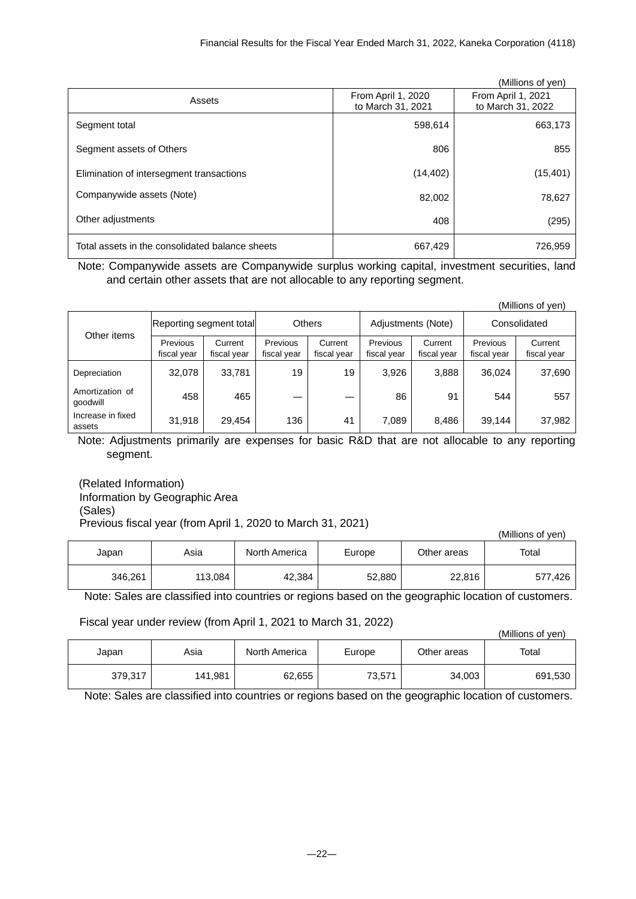(Millions of yen)

| Assets | From April 1, 2020 to March 31, 2021 | From April 1, 2021 to March 31, 2022 |
|---|---|---|
| Segment total | 598,614 | 663,173 |
| Segment assets of Others | 806 | 855 |
| Elimination of intersegment transactions | (14,402) | (15,401) |
| Companywide assets (Note) | 82,002 | 78,627 |
| Other adjustments | 408 | (295) |
| Total assets in the consolidated balance sheets | 667,429 | 726,959 |

Note: Companywide assets are Companywide surplus working capital, investment securities, land and certain other assets that are not allocable to any reporting segment.

(Millions of yen)

| Other items | Reporting segment total | | Others | | Adjustments (Note) | | Consolidated | |
|---|---|---|---|---|---|---|---|---|
| | Previous fiscal year | Current fiscal year | Previous fiscal year | Current fiscal year | Previous fiscal year | Current fiscal year | Previous fiscal year | Current fiscal year |
| Depreciation | 32,078 | 33,781 | 19 | 19 | 3,926 | 3,888 | 36,024 | 37,690 |
| Amortization of goodwill | 458 | 465 | — | — | 86 | 91 | 544 | 557 |
| Increase in fixed assets | 31,918 | 29,454 | 136 | 41 | 7,089 | 8,486 | 39,144 | 37,982 |

Note: Adjustments primarily are expenses for basic R&D that are not allocable to any reporting segment.

(Related Information)

Information by Geographic Area

(Sales)

Previous fiscal year (from April 1, 2020 to March 31, 2021)

(Millions of yen)

| Japan | Asia | North America | Europe | Other areas | Total |
|---|---|---|---|---|---|
| 346,261 | 113,084 | 42,384 | 52,880 | 22,816 | 577,426 |

Note: Sales are classified into countries or regions based on the geographic location of customers.

Fiscal year under review (from April 1, 2021 to March 31, 2022)

(Millions of yen)

| Japan | Asia | North America | Europe | Other areas | Total |
|---|---|---|---|---|---|
| 379,317 | 141,981 | 62,655 | 73,571 | 34,003 | 691,530 |

Note: Sales are classified into countries or regions based on the geographic location of customers.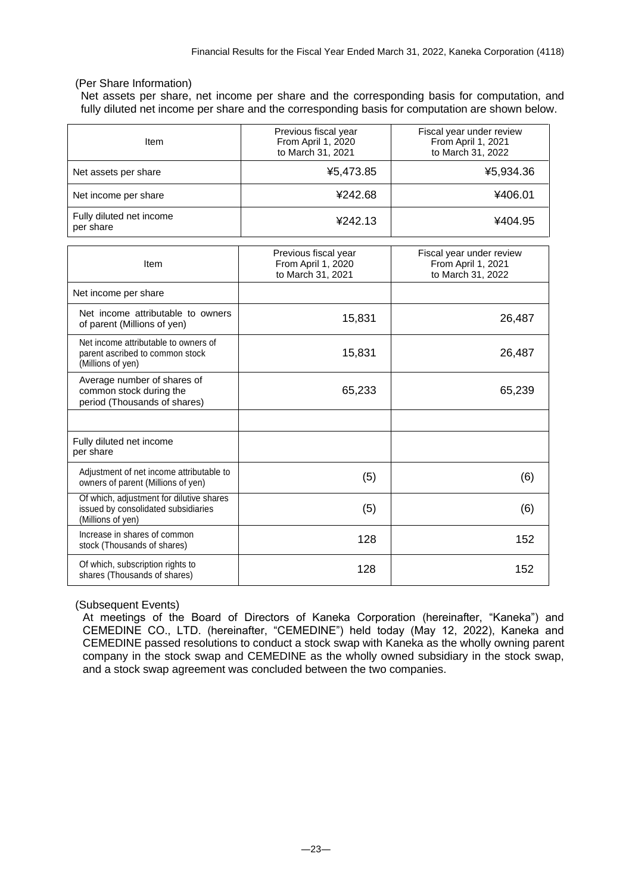(Per Share Information)

Net assets per share, net income per share and the corresponding basis for computation, and fully diluted net income per share and the corresponding basis for computation are shown below.

| Item | Previous fiscal year From April 1, 2020 to March 31, 2021 | Fiscal year under review From April 1, 2021 to March 31, 2022 |
|---|---|---|
| Net assets per share | ¥5,473.85 | ¥5,934.36 |
| Net income per share | ¥242.68 | ¥406.01 |
| Fully diluted net income per share | ¥242.13 | ¥404.95 |

| Item | Previous fiscal year From April 1, 2020 to March 31, 2021 | Fiscal year under review From April 1, 2021 to March 31, 2022 |
|---|---|---|
| Net income per share | | |
| Net income attributable to owners of parent (Millions of yen) | 15,831 | 26,487 |
| Net income attributable to owners of parent ascribed to common stock (Millions of yen) | 15,831 | 26,487 |
| Average number of shares of common stock during the period (Thousands of shares) | 65,233 | 65,239 |
| | | |
| Fully diluted net income per share | | |
| Adjustment of net income attributable to owners of parent (Millions of yen) | (5) | (6) |
| Of which, adjustment for dilutive shares issued by consolidated subsidiaries (Millions of yen) | (5) | (6) |
| Increase in shares of common stock (Thousands of shares) | 128 | 152 |
| Of which, subscription rights to shares (Thousands of shares) | 128 | 152 |

(Subsequent Events)

At meetings of the Board of Directors of Kaneka Corporation (hereinafter, "Kaneka") and CEMEDINE CO., LTD. (hereinafter, "CEMEDINE") held today (May 12, 2022), Kaneka and CEMEDINE passed resolutions to conduct a stock swap with Kaneka as the wholly owning parent company in the stock swap and CEMEDINE as the wholly owned subsidiary in the stock swap, and a stock swap agreement was concluded between the two companies.